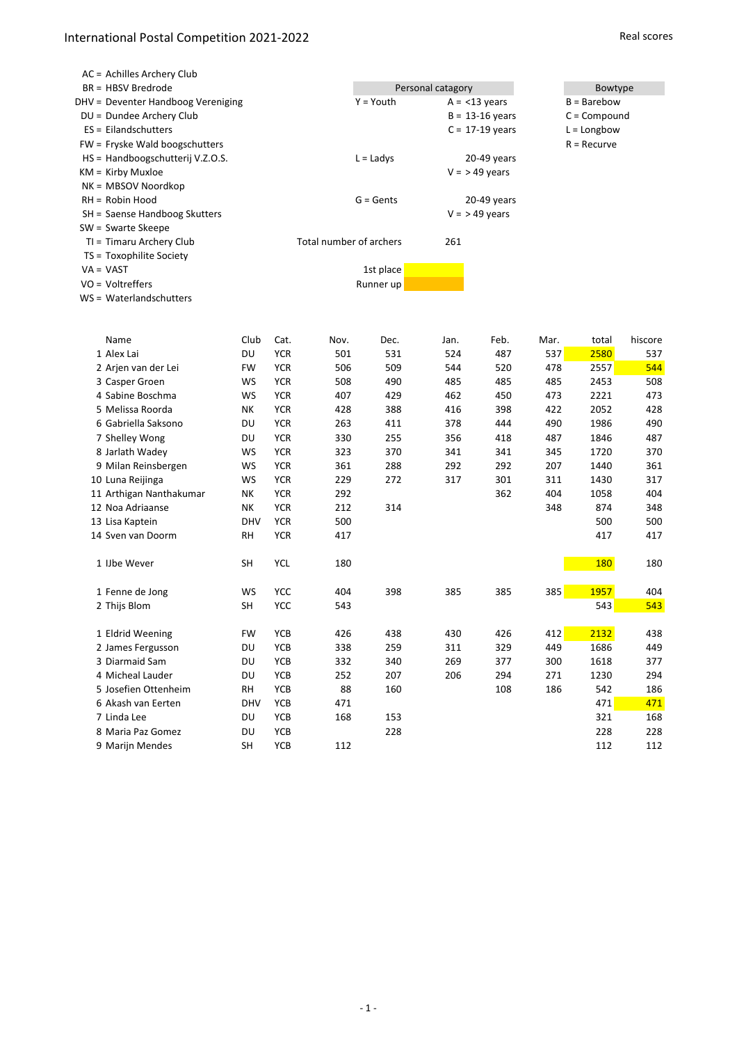# International Postal Competition 2021-2022

Real scores

AC = Achilles Archery Club
BR = HBSV Bredrode
DHV = Deventer Handboog Vereniging
DU = Dundee Archery Club
ES = Eilandschutters
FW = Fryske Wald boogschutters
HS = Handboogschutterij V.Z.O.S.
KM = Kirby Muxloe
NK = MBSOV Noordkop
RH = Robin Hood
SH = Saense Handboog Skutters
SW = Swarte Skeepe
TI = Timaru Archery Club
TS = Toxophilite Society
VA = VAST
VO = Voltreffers
WS = Waterlandschutters

| Personal catagory | | |
|---|---|---|
| Y = Youth | A = <13 years | |
| | B = 13-16 years | |
| | C = 17-19 years | |
| L = Ladys | 20-49 years | |
| | V = > 49 years | |
| G = Gents | 20-49 years | |
| | V = > 49 years | |

| Bowtype |
|---|
| B = Barebow |
| C = Compound |
| L = Longbow |
| R = Recurve |

Total number of archers 261

1st place (yellow)
Runner up (orange)

| | Name | Club | Cat. | Nov. | Dec. | Jan. | Feb. | Mar. | total | hiscore |
|---|---|---|---|---|---|---|---|---|---|---|
| 1 | Alex Lai | DU | YCR | 501 | 531 | 524 | 487 | 537 | 2580 | 537 |
| 2 | Arjen van der Lei | FW | YCR | 506 | 509 | 544 | 520 | 478 | 2557 | 544 |
| 3 | Casper Groen | WS | YCR | 508 | 490 | 485 | 485 | 485 | 2453 | 508 |
| 4 | Sabine Boschma | WS | YCR | 407 | 429 | 462 | 450 | 473 | 2221 | 473 |
| 5 | Melissa Roorda | NK | YCR | 428 | 388 | 416 | 398 | 422 | 2052 | 428 |
| 6 | Gabriella Saksono | DU | YCR | 263 | 411 | 378 | 444 | 490 | 1986 | 490 |
| 7 | Shelley Wong | DU | YCR | 330 | 255 | 356 | 418 | 487 | 1846 | 487 |
| 8 | Jarlath Wadey | WS | YCR | 323 | 370 | 341 | 341 | 345 | 1720 | 370 |
| 9 | Milan Reinsbergen | WS | YCR | 361 | 288 | 292 | 292 | 207 | 1440 | 361 |
| 10 | Luna Reijinga | WS | YCR | 229 | 272 | 317 | 301 | 311 | 1430 | 317 |
| 11 | Arthigan Nanthakumar | NK | YCR | 292 | | | 362 | 404 | 1058 | 404 |
| 12 | Noa Adriaanse | NK | YCR | 212 | 314 | | | 348 | 874 | 348 |
| 13 | Lisa Kaptein | DHV | YCR | 500 | | | | | 500 | 500 |
| 14 | Sven van Doorm | RH | YCR | 417 | | | | | 417 | 417 |
| | | | | | | | | | | |
| 1 | IJbe Wever | SH | YCL | 180 | | | | | 180 | 180 |
| | | | | | | | | | | |
| 1 | Fenne de Jong | WS | YCC | 404 | 398 | 385 | 385 | 385 | 1957 | 404 |
| 2 | Thijs Blom | SH | YCC | 543 | | | | | 543 | 543 |
| | | | | | | | | | | |
| 1 | Eldrid Weening | FW | YCB | 426 | 438 | 430 | 426 | 412 | 2132 | 438 |
| 2 | James Fergusson | DU | YCB | 338 | 259 | 311 | 329 | 449 | 1686 | 449 |
| 3 | Diarmaid Sam | DU | YCB | 332 | 340 | 269 | 377 | 300 | 1618 | 377 |
| 4 | Micheal Lauder | DU | YCB | 252 | 207 | 206 | 294 | 271 | 1230 | 294 |
| 5 | Josefien Ottenheim | RH | YCB | 88 | 160 | | 108 | 186 | 542 | 186 |
| 6 | Akash van Eerten | DHV | YCB | 471 | | | | | 471 | 471 |
| 7 | Linda Lee | DU | YCB | 168 | 153 | | | | 321 | 168 |
| 8 | Maria Paz Gomez | DU | YCB | | 228 | | | | 228 | 228 |
| 9 | Marijn Mendes | SH | YCB | 112 | | | | | 112 | 112 |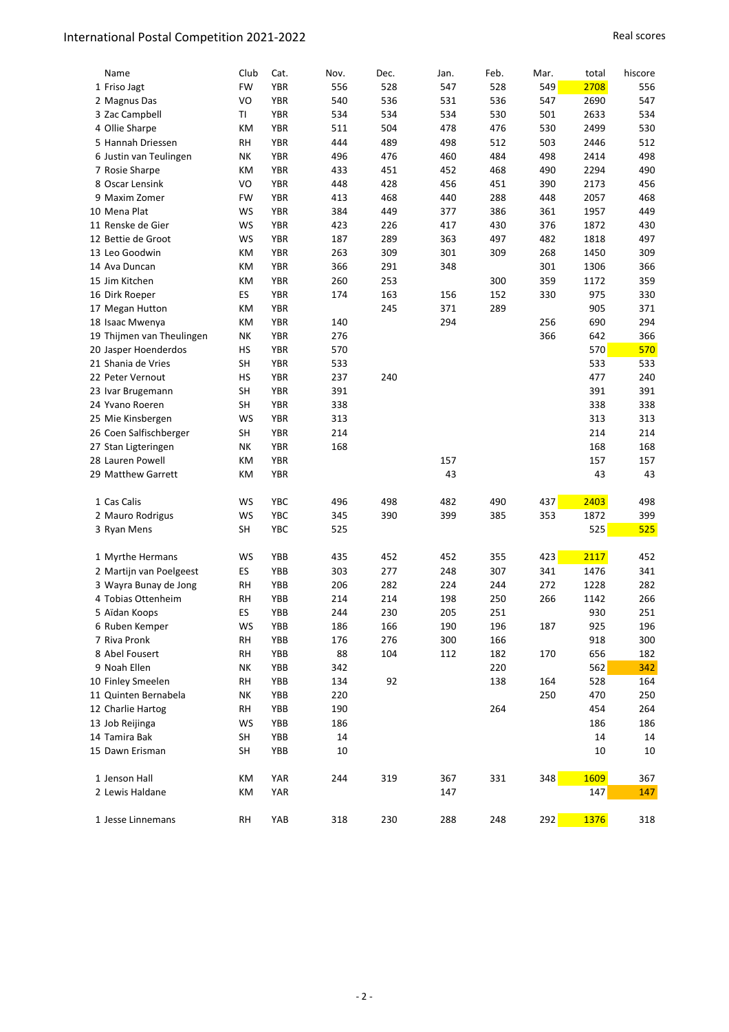# International Postal Competition 2021-2022

Real scores

| | Name | Club | Cat. | Nov. | Dec. | Jan. | Feb. | Mar. | total | hiscore |
|---|---|---|---|---|---|---|---|---|---|---|
| 1 | Friso Jagt | FW | YBR | 556 | 528 | 547 | 528 | 549 | 2708 | 556 |
| 2 | Magnus Das | VO | YBR | 540 | 536 | 531 | 536 | 547 | 2690 | 547 |
| 3 | Zac Campbell | TI | YBR | 534 | 534 | 534 | 530 | 501 | 2633 | 534 |
| 4 | Ollie Sharpe | KM | YBR | 511 | 504 | 478 | 476 | 530 | 2499 | 530 |
| 5 | Hannah Driessen | RH | YBR | 444 | 489 | 498 | 512 | 503 | 2446 | 512 |
| 6 | Justin van Teulingen | NK | YBR | 496 | 476 | 460 | 484 | 498 | 2414 | 498 |
| 7 | Rosie Sharpe | KM | YBR | 433 | 451 | 452 | 468 | 490 | 2294 | 490 |
| 8 | Oscar Lensink | VO | YBR | 448 | 428 | 456 | 451 | 390 | 2173 | 456 |
| 9 | Maxim Zomer | FW | YBR | 413 | 468 | 440 | 288 | 448 | 2057 | 468 |
| 10 | Mena Plat | WS | YBR | 384 | 449 | 377 | 386 | 361 | 1957 | 449 |
| 11 | Renske de Gier | WS | YBR | 423 | 226 | 417 | 430 | 376 | 1872 | 430 |
| 12 | Bettie de Groot | WS | YBR | 187 | 289 | 363 | 497 | 482 | 1818 | 497 |
| 13 | Leo Goodwin | KM | YBR | 263 | 309 | 301 | 309 | 268 | 1450 | 309 |
| 14 | Ava Duncan | KM | YBR | 366 | 291 | 348 | | 301 | 1306 | 366 |
| 15 | Jim Kitchen | KM | YBR | 260 | 253 | | 300 | 359 | 1172 | 359 |
| 16 | Dirk Roeper | ES | YBR | 174 | 163 | 156 | 152 | 330 | 975 | 330 |
| 17 | Megan Hutton | KM | YBR | | 245 | 371 | 289 | | 905 | 371 |
| 18 | Isaac Mwenya | KM | YBR | 140 | | 294 | | 256 | 690 | 294 |
| 19 | Thijmen van Theulingen | NK | YBR | 276 | | | | 366 | 642 | 366 |
| 20 | Jasper Hoenderdos | HS | YBR | 570 | | | | | 570 | 570 |
| 21 | Shania de Vries | SH | YBR | 533 | | | | | 533 | 533 |
| 22 | Peter Vernout | HS | YBR | 237 | 240 | | | | 477 | 240 |
| 23 | Ivar Brugemann | SH | YBR | 391 | | | | | 391 | 391 |
| 24 | Yvano Roeren | SH | YBR | 338 | | | | | 338 | 338 |
| 25 | Mie Kinsbergen | WS | YBR | 313 | | | | | 313 | 313 |
| 26 | Coen Salfischberger | SH | YBR | 214 | | | | | 214 | 214 |
| 27 | Stan Ligteringen | NK | YBR | 168 | | | | | 168 | 168 |
| 28 | Lauren Powell | KM | YBR | | | 157 | | | 157 | 157 |
| 29 | Matthew Garrett | KM | YBR | | | 43 | | | 43 | 43 |

| | Name | Club | Cat. | Nov. | Dec. | Jan. | Feb. | Mar. | total | hiscore |
|---|---|---|---|---|---|---|---|---|---|---|
| 1 | Cas Calis | WS | YBC | 496 | 498 | 482 | 490 | 437 | 2403 | 498 |
| 2 | Mauro Rodrigus | WS | YBC | 345 | 390 | 399 | 385 | 353 | 1872 | 399 |
| 3 | Ryan Mens | SH | YBC | 525 | | | | | 525 | 525 |

| | Name | Club | Cat. | Nov. | Dec. | Jan. | Feb. | Mar. | total | hiscore |
|---|---|---|---|---|---|---|---|---|---|---|
| 1 | Myrthe Hermans | WS | YBB | 435 | 452 | 452 | 355 | 423 | 2117 | 452 |
| 2 | Martijn van Poelgeest | ES | YBB | 303 | 277 | 248 | 307 | 341 | 1476 | 341 |
| 3 | Wayra Bunay de Jong | RH | YBB | 206 | 282 | 224 | 244 | 272 | 1228 | 282 |
| 4 | Tobias Ottenheim | RH | YBB | 214 | 214 | 198 | 250 | 266 | 1142 | 266 |
| 5 | Aïdan Koops | ES | YBB | 244 | 230 | 205 | 251 | | 930 | 251 |
| 6 | Ruben Kemper | WS | YBB | 186 | 166 | 190 | 196 | 187 | 925 | 196 |
| 7 | Riva Pronk | RH | YBB | 176 | 276 | 300 | 166 | | 918 | 300 |
| 8 | Abel Fousert | RH | YBB | 88 | 104 | 112 | 182 | 170 | 656 | 182 |
| 9 | Noah Ellen | NK | YBB | 342 | | | 220 | | 562 | 342 |
| 10 | Finley Smeelen | RH | YBB | 134 | 92 | | 138 | 164 | 528 | 164 |
| 11 | Quinten Bernabela | NK | YBB | 220 | | | | 250 | 470 | 250 |
| 12 | Charlie Hartog | RH | YBB | 190 | | | 264 | | 454 | 264 |
| 13 | Job Reijinga | WS | YBB | 186 | | | | | 186 | 186 |
| 14 | Tamira Bak | SH | YBB | 14 | | | | | 14 | 14 |
| 15 | Dawn Erisman | SH | YBB | 10 | | | | | 10 | 10 |

| | Name | Club | Cat. | Nov. | Dec. | Jan. | Feb. | Mar. | total | hiscore |
|---|---|---|---|---|---|---|---|---|---|---|
| 1 | Jenson Hall | KM | YAR | 244 | 319 | 367 | 331 | 348 | 1609 | 367 |
| 2 | Lewis Haldane | KM | YAR | | | 147 | | | 147 | 147 |

| | Name | Club | Cat. | Nov. | Dec. | Jan. | Feb. | Mar. | total | hiscore |
|---|---|---|---|---|---|---|---|---|---|---|
| 1 | Jesse Linnemans | RH | YAB | 318 | 230 | 288 | 248 | 292 | 1376 | 318 |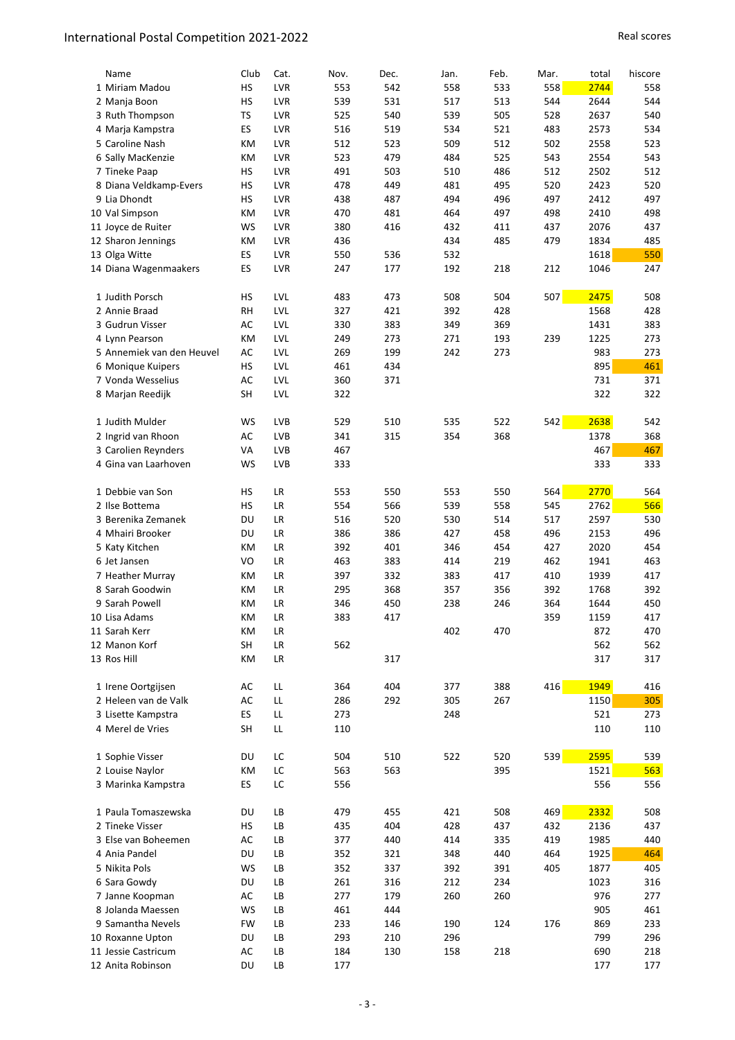# International Postal Competition 2021-2022

Real scores

| | Name | Club | Cat. | Nov. | Dec. | Jan. | Feb. | Mar. | total | hiscore |
|---|---|---|---|---|---|---|---|---|---|---|
| 1 | Miriam Madou | HS | LVR | 553 | 542 | 558 | 533 | 558 | 2744 | 558 |
| 2 | Manja Boon | HS | LVR | 539 | 531 | 517 | 513 | 544 | 2644 | 544 |
| 3 | Ruth Thompson | TS | LVR | 525 | 540 | 539 | 505 | 528 | 2637 | 540 |
| 4 | Marja Kampstra | ES | LVR | 516 | 519 | 534 | 521 | 483 | 2573 | 534 |
| 5 | Caroline Nash | KM | LVR | 512 | 523 | 509 | 512 | 502 | 2558 | 523 |
| 6 | Sally MacKenzie | KM | LVR | 523 | 479 | 484 | 525 | 543 | 2554 | 543 |
| 7 | Tineke Paap | HS | LVR | 491 | 503 | 510 | 486 | 512 | 2502 | 512 |
| 8 | Diana Veldkamp-Evers | HS | LVR | 478 | 449 | 481 | 495 | 520 | 2423 | 520 |
| 9 | Lia Dhondt | HS | LVR | 438 | 487 | 494 | 496 | 497 | 2412 | 497 |
| 10 | Val Simpson | KM | LVR | 470 | 481 | 464 | 497 | 498 | 2410 | 498 |
| 11 | Joyce de Ruiter | WS | LVR | 380 | 416 | 432 | 411 | 437 | 2076 | 437 |
| 12 | Sharon Jennings | KM | LVR | 436 | | 434 | 485 | 479 | 1834 | 485 |
| 13 | Olga Witte | ES | LVR | 550 | 536 | 532 | | | 1618 | 550 |
| 14 | Diana Wagenmaakers | ES | LVR | 247 | 177 | 192 | 218 | 212 | 1046 | 247 |
| | | | | | | | | | | |
| 1 | Judith Porsch | HS | LVL | 483 | 473 | 508 | 504 | 507 | 2475 | 508 |
| 2 | Annie Braad | RH | LVL | 327 | 421 | 392 | 428 | | 1568 | 428 |
| 3 | Gudrun Visser | AC | LVL | 330 | 383 | 349 | 369 | | 1431 | 383 |
| 4 | Lynn Pearson | KM | LVL | 249 | 273 | 271 | 193 | 239 | 1225 | 273 |
| 5 | Annemiek van den Heuvel | AC | LVL | 269 | 199 | 242 | 273 | | 983 | 273 |
| 6 | Monique Kuipers | HS | LVL | 461 | 434 | | | | 895 | 461 |
| 7 | Vonda Wesselius | AC | LVL | 360 | 371 | | | | 731 | 371 |
| 8 | Marjan Reedijk | SH | LVL | 322 | | | | | 322 | 322 |
| | | | | | | | | | | |
| 1 | Judith Mulder | WS | LVB | 529 | 510 | 535 | 522 | 542 | 2638 | 542 |
| 2 | Ingrid van Rhoon | AC | LVB | 341 | 315 | 354 | 368 | | 1378 | 368 |
| 3 | Carolien Reynders | VA | LVB | 467 | | | | | 467 | 467 |
| 4 | Gina van Laarhoven | WS | LVB | 333 | | | | | 333 | 333 |
| | | | | | | | | | | |
| 1 | Debbie van Son | HS | LR | 553 | 550 | 553 | 550 | 564 | 2770 | 564 |
| 2 | Ilse Bottema | HS | LR | 554 | 566 | 539 | 558 | 545 | 2762 | 566 |
| 3 | Berenika Zemanek | DU | LR | 516 | 520 | 530 | 514 | 517 | 2597 | 530 |
| 4 | Mhairi Brooker | DU | LR | 386 | 386 | 427 | 458 | 496 | 2153 | 496 |
| 5 | Katy Kitchen | KM | LR | 392 | 401 | 346 | 454 | 427 | 2020 | 454 |
| 6 | Jet Jansen | VO | LR | 463 | 383 | 414 | 219 | 462 | 1941 | 463 |
| 7 | Heather Murray | KM | LR | 397 | 332 | 383 | 417 | 410 | 1939 | 417 |
| 8 | Sarah Goodwin | KM | LR | 295 | 368 | 357 | 356 | 392 | 1768 | 392 |
| 9 | Sarah Powell | KM | LR | 346 | 450 | 238 | 246 | 364 | 1644 | 450 |
| 10 | Lisa Adams | KM | LR | 383 | 417 | | | 359 | 1159 | 417 |
| 11 | Sarah Kerr | KM | LR | | | 402 | 470 | | 872 | 470 |
| 12 | Manon Korf | SH | LR | 562 | | | | | 562 | 562 |
| 13 | Ros Hill | KM | LR | | 317 | | | | 317 | 317 |
| | | | | | | | | | | |
| 1 | Irene Oortgijsen | AC | LL | 364 | 404 | 377 | 388 | 416 | 1949 | 416 |
| 2 | Heleen van de Valk | AC | LL | 286 | 292 | 305 | 267 | | 1150 | 305 |
| 3 | Lisette Kampstra | ES | LL | 273 | | 248 | | | 521 | 273 |
| 4 | Merel de Vries | SH | LL | 110 | | | | | 110 | 110 |
| | | | | | | | | | | |
| 1 | Sophie Visser | DU | LC | 504 | 510 | 522 | 520 | 539 | 2595 | 539 |
| 2 | Louise Naylor | KM | LC | 563 | 563 | | 395 | | 1521 | 563 |
| 3 | Marinka Kampstra | ES | LC | 556 | | | | | 556 | 556 |
| | | | | | | | | | | |
| 1 | Paula Tomaszewska | DU | LB | 479 | 455 | 421 | 508 | 469 | 2332 | 508 |
| 2 | Tineke Visser | HS | LB | 435 | 404 | 428 | 437 | 432 | 2136 | 437 |
| 3 | Else van Boheemen | AC | LB | 377 | 440 | 414 | 335 | 419 | 1985 | 440 |
| 4 | Ania Pandel | DU | LB | 352 | 321 | 348 | 440 | 464 | 1925 | 464 |
| 5 | Nikita Pols | WS | LB | 352 | 337 | 392 | 391 | 405 | 1877 | 405 |
| 6 | Sara Gowdy | DU | LB | 261 | 316 | 212 | 234 | | 1023 | 316 |
| 7 | Janne Koopman | AC | LB | 277 | 179 | 260 | 260 | | 976 | 277 |
| 8 | Jolanda Maessen | WS | LB | 461 | 444 | | | | 905 | 461 |
| 9 | Samantha Nevels | FW | LB | 233 | 146 | 190 | 124 | 176 | 869 | 233 |
| 10 | Roxanne Upton | DU | LB | 293 | 210 | 296 | | | 799 | 296 |
| 11 | Jessie Castricum | AC | LB | 184 | 130 | 158 | 218 | | 690 | 218 |
| 12 | Anita Robinson | DU | LB | 177 | | | | | 177 | 177 |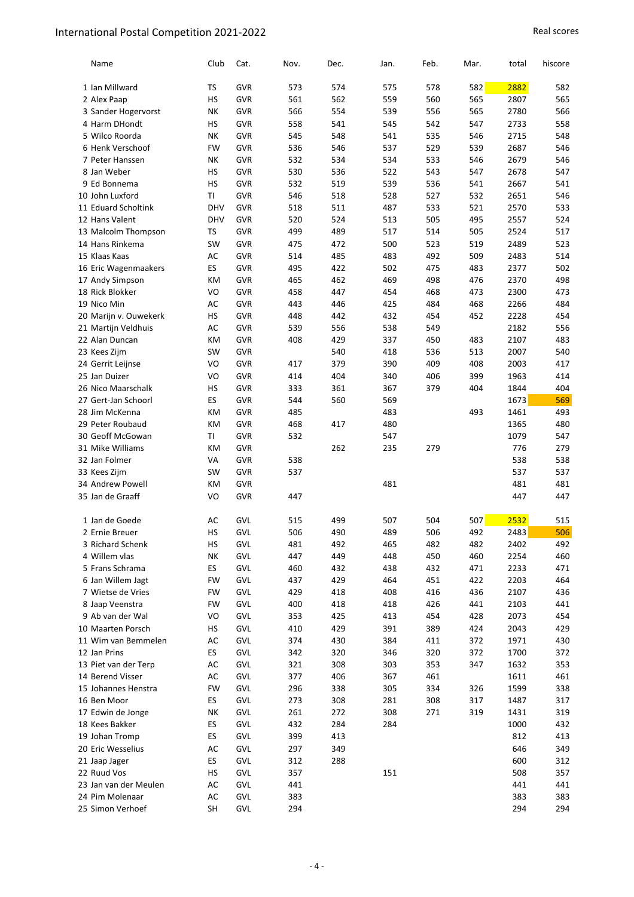| | Name | Club | Cat. | Nov. | Dec. | Jan. | Feb. | Mar. | total | hiscore |
|---|---|---|---|---|---|---|---|---|---|---|
| 1 | Ian Millward | TS | GVR | 573 | 574 | 575 | 578 | 582 | 2882 | 582 |
| 2 | Alex Paap | HS | GVR | 561 | 562 | 559 | 560 | 565 | 2807 | 565 |
| 3 | Sander Hogervorst | NK | GVR | 566 | 554 | 539 | 556 | 565 | 2780 | 566 |
| 4 | Harm DHondt | HS | GVR | 558 | 541 | 545 | 542 | 547 | 2733 | 558 |
| 5 | Wilco Roorda | NK | GVR | 545 | 548 | 541 | 535 | 546 | 2715 | 548 |
| 6 | Henk Verschoof | FW | GVR | 536 | 546 | 537 | 529 | 539 | 2687 | 546 |
| 7 | Peter Hanssen | NK | GVR | 532 | 534 | 534 | 533 | 546 | 2679 | 546 |
| 8 | Jan Weber | HS | GVR | 530 | 536 | 522 | 543 | 547 | 2678 | 547 |
| 9 | Ed Bonnema | HS | GVR | 532 | 519 | 539 | 536 | 541 | 2667 | 541 |
| 10 | John Luxford | TI | GVR | 546 | 518 | 528 | 527 | 532 | 2651 | 546 |
| 11 | Eduard Scholtink | DHV | GVR | 518 | 511 | 487 | 533 | 521 | 2570 | 533 |
| 12 | Hans Valent | DHV | GVR | 520 | 524 | 513 | 505 | 495 | 2557 | 524 |
| 13 | Malcolm Thompson | TS | GVR | 499 | 489 | 517 | 514 | 505 | 2524 | 517 |
| 14 | Hans Rinkema | SW | GVR | 475 | 472 | 500 | 523 | 519 | 2489 | 523 |
| 15 | Klaas Kaas | AC | GVR | 514 | 485 | 483 | 492 | 509 | 2483 | 514 |
| 16 | Eric Wagenmaakers | ES | GVR | 495 | 422 | 502 | 475 | 483 | 2377 | 502 |
| 17 | Andy Simpson | KM | GVR | 465 | 462 | 469 | 498 | 476 | 2370 | 498 |
| 18 | Rick Blokker | VO | GVR | 458 | 447 | 454 | 468 | 473 | 2300 | 473 |
| 19 | Nico Min | AC | GVR | 443 | 446 | 425 | 484 | 468 | 2266 | 484 |
| 20 | Marijn v. Ouwekerk | HS | GVR | 448 | 442 | 432 | 454 | 452 | 2228 | 454 |
| 21 | Martijn Veldhuis | AC | GVR | 539 | 556 | 538 | 549 | | 2182 | 556 |
| 22 | Alan Duncan | KM | GVR | 408 | 429 | 337 | 450 | 483 | 2107 | 483 |
| 23 | Kees Zijm | SW | GVR | | 540 | 418 | 536 | 513 | 2007 | 540 |
| 24 | Gerrit Leijnse | VO | GVR | 417 | 379 | 390 | 409 | 408 | 2003 | 417 |
| 25 | Jan Duizer | VO | GVR | 414 | 404 | 340 | 406 | 399 | 1963 | 414 |
| 26 | Nico Maarschalk | HS | GVR | 333 | 361 | 367 | 379 | 404 | 1844 | 404 |
| 27 | Gert-Jan Schoorl | ES | GVR | 544 | 560 | 569 | | | 1673 | 569 |
| 28 | Jim McKenna | KM | GVR | 485 | | 483 | | 493 | 1461 | 493 |
| 29 | Peter Roubaud | KM | GVR | 468 | 417 | 480 | | | 1365 | 480 |
| 30 | Geoff McGowan | TI | GVR | 532 | | 547 | | | 1079 | 547 |
| 31 | Mike Williams | KM | GVR | | 262 | 235 | 279 | | 776 | 279 |
| 32 | Jan Folmer | VA | GVR | 538 | | | | | 538 | 538 |
| 33 | Kees Zijm | SW | GVR | 537 | | | | | 537 | 537 |
| 34 | Andrew Powell | KM | GVR | | | 481 | | | 481 | 481 |
| 35 | Jan de Graaff | VO | GVR | 447 | | | | | 447 | 447 |

| | Name | Club | Cat. | Nov. | Dec. | Jan. | Feb. | Mar. | total | hiscore |
|---|---|---|---|---|---|---|---|---|---|---|
| 1 | Jan de Goede | AC | GVL | 515 | 499 | 507 | 504 | 507 | 2532 | 515 |
| 2 | Ernie Breuer | HS | GVL | 506 | 490 | 489 | 506 | 492 | 2483 | 506 |
| 3 | Richard Schenk | HS | GVL | 481 | 492 | 465 | 482 | 482 | 2402 | 492 |
| 4 | Willem vlas | NK | GVL | 447 | 449 | 448 | 450 | 460 | 2254 | 460 |
| 5 | Frans Schrama | ES | GVL | 460 | 432 | 438 | 432 | 471 | 2233 | 471 |
| 6 | Jan Willem Jagt | FW | GVL | 437 | 429 | 464 | 451 | 422 | 2203 | 464 |
| 7 | Wietse de Vries | FW | GVL | 429 | 418 | 408 | 416 | 436 | 2107 | 436 |
| 8 | Jaap Veenstra | FW | GVL | 400 | 418 | 418 | 426 | 441 | 2103 | 441 |
| 9 | Ab van der Wal | VO | GVL | 353 | 425 | 413 | 454 | 428 | 2073 | 454 |
| 10 | Maarten Porsch | HS | GVL | 410 | 429 | 391 | 389 | 424 | 2043 | 429 |
| 11 | Wim van Bemmelen | AC | GVL | 374 | 430 | 384 | 411 | 372 | 1971 | 430 |
| 12 | Jan Prins | ES | GVL | 342 | 320 | 346 | 320 | 372 | 1700 | 372 |
| 13 | Piet van der Terp | AC | GVL | 321 | 308 | 303 | 353 | 347 | 1632 | 353 |
| 14 | Berend Visser | AC | GVL | 377 | 406 | 367 | 461 | | 1611 | 461 |
| 15 | Johannes Henstra | FW | GVL | 296 | 338 | 305 | 334 | 326 | 1599 | 338 |
| 16 | Ben Moor | ES | GVL | 273 | 308 | 281 | 308 | 317 | 1487 | 317 |
| 17 | Edwin de Jonge | NK | GVL | 261 | 272 | 308 | 271 | 319 | 1431 | 319 |
| 18 | Kees Bakker | ES | GVL | 432 | 284 | 284 | | | 1000 | 432 |
| 19 | Johan Tromp | ES | GVL | 399 | 413 | | | | 812 | 413 |
| 20 | Eric Wesselius | AC | GVL | 297 | 349 | | | | 646 | 349 |
| 21 | Jaap Jager | ES | GVL | 312 | 288 | | | | 600 | 312 |
| 22 | Ruud Vos | HS | GVL | 357 | | 151 | | | 508 | 357 |
| 23 | Jan van der Meulen | AC | GVL | 441 | | | | | 441 | 441 |
| 24 | Pim Molenaar | AC | GVL | 383 | | | | | 383 | 383 |
| 25 | Simon Verhoef | SH | GVL | 294 | | | | | 294 | 294 |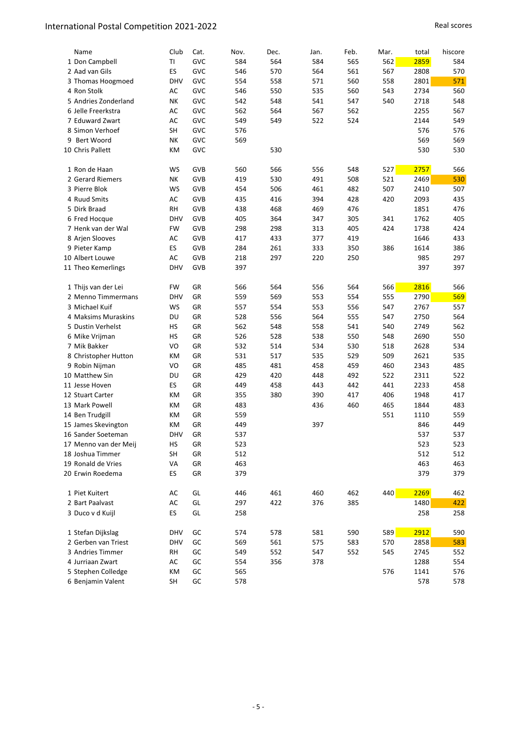# International Postal Competition 2021-2022

Real scores

| | Name | Club | Cat. | Nov. | Dec. | Jan. | Feb. | Mar. | total | hiscore |
|---|---|---|---|---|---|---|---|---|---|---|
| 1 | Don Campbell | TI | GVC | 584 | 564 | 584 | 565 | 562 | 2859 | 584 |
| 2 | Aad van Gils | ES | GVC | 546 | 570 | 564 | 561 | 567 | 2808 | 570 |
| 3 | Thomas Hoogmoed | DHV | GVC | 554 | 558 | 571 | 560 | 558 | 2801 | 571 |
| 4 | Ron Stolk | AC | GVC | 546 | 550 | 535 | 560 | 543 | 2734 | 560 |
| 5 | Andries Zonderland | NK | GVC | 542 | 548 | 541 | 547 | 540 | 2718 | 548 |
| 6 | Jelle Freerkstra | AC | GVC | 562 | 564 | 567 | 562 | | 2255 | 567 |
| 7 | Eduward Zwart | AC | GVC | 549 | 549 | 522 | 524 | | 2144 | 549 |
| 8 | Simon Verhoef | SH | GVC | 576 | | | | | 576 | 576 |
| 9 | Bert Woord | NK | GVC | 569 | | | | | 569 | 569 |
| 10 | Chris Pallett | KM | GVC | | 530 | | | | 530 | 530 |
| | | | | | | | | | | |
| 1 | Ron de Haan | WS | GVB | 560 | 566 | 556 | 548 | 527 | 2757 | 566 |
| 2 | Gerard Riemers | NK | GVB | 419 | 530 | 491 | 508 | 521 | 2469 | 530 |
| 3 | Pierre Blok | WS | GVB | 454 | 506 | 461 | 482 | 507 | 2410 | 507 |
| 4 | Ruud Smits | AC | GVB | 435 | 416 | 394 | 428 | 420 | 2093 | 435 |
| 5 | Dirk Braad | RH | GVB | 438 | 468 | 469 | 476 | | 1851 | 476 |
| 6 | Fred Hocque | DHV | GVB | 405 | 364 | 347 | 305 | 341 | 1762 | 405 |
| 7 | Henk van der Wal | FW | GVB | 298 | 298 | 313 | 405 | 424 | 1738 | 424 |
| 8 | Arjen Slooves | AC | GVB | 417 | 433 | 377 | 419 | | 1646 | 433 |
| 9 | Pieter Kamp | ES | GVB | 284 | 261 | 333 | 350 | 386 | 1614 | 386 |
| 10 | Albert Louwe | AC | GVB | 218 | 297 | 220 | 250 | | 985 | 297 |
| 11 | Theo Kemerlings | DHV | GVB | 397 | | | | | 397 | 397 |
| | | | | | | | | | | |
| 1 | Thijs van der Lei | FW | GR | 566 | 564 | 556 | 564 | 566 | 2816 | 566 |
| 2 | Menno Timmermans | DHV | GR | 559 | 569 | 553 | 554 | 555 | 2790 | 569 |
| 3 | Michael Kuif | WS | GR | 557 | 554 | 553 | 556 | 547 | 2767 | 557 |
| 4 | Maksims Muraskins | DU | GR | 528 | 556 | 564 | 555 | 547 | 2750 | 564 |
| 5 | Dustin Verhelst | HS | GR | 562 | 548 | 558 | 541 | 540 | 2749 | 562 |
| 6 | Mike Vrijman | HS | GR | 526 | 528 | 538 | 550 | 548 | 2690 | 550 |
| 7 | Mik Bakker | VO | GR | 532 | 514 | 534 | 530 | 518 | 2628 | 534 |
| 8 | Christopher Hutton | KM | GR | 531 | 517 | 535 | 529 | 509 | 2621 | 535 |
| 9 | Robin Nijman | VO | GR | 485 | 481 | 458 | 459 | 460 | 2343 | 485 |
| 10 | Matthew Sin | DU | GR | 429 | 420 | 448 | 492 | 522 | 2311 | 522 |
| 11 | Jesse Hoven | ES | GR | 449 | 458 | 443 | 442 | 441 | 2233 | 458 |
| 12 | Stuart Carter | KM | GR | 355 | 380 | 390 | 417 | 406 | 1948 | 417 |
| 13 | Mark Powell | KM | GR | 483 | | 436 | 460 | 465 | 1844 | 483 |
| 14 | Ben Trudgill | KM | GR | 559 | | | | 551 | 1110 | 559 |
| 15 | James Skevington | KM | GR | 449 | | 397 | | | 846 | 449 |
| 16 | Sander Soeteman | DHV | GR | 537 | | | | | 537 | 537 |
| 17 | Menno van der Meij | HS | GR | 523 | | | | | 523 | 523 |
| 18 | Joshua Timmer | SH | GR | 512 | | | | | 512 | 512 |
| 19 | Ronald de Vries | VA | GR | 463 | | | | | 463 | 463 |
| 20 | Erwin Roedema | ES | GR | 379 | | | | | 379 | 379 |
| | | | | | | | | | | |
| 1 | Piet Kuitert | AC | GL | 446 | 461 | 460 | 462 | 440 | 2269 | 462 |
| 2 | Bart Paalvast | AC | GL | 297 | 422 | 376 | 385 | | 1480 | 422 |
| 3 | Duco v d Kuijl | ES | GL | 258 | | | | | 258 | 258 |
| | | | | | | | | | | |
| 1 | Stefan Dijkslag | DHV | GC | 574 | 578 | 581 | 590 | 589 | 2912 | 590 |
| 2 | Gerben van Triest | DHV | GC | 569 | 561 | 575 | 583 | 570 | 2858 | 583 |
| 3 | Andries Timmer | RH | GC | 549 | 552 | 547 | 552 | 545 | 2745 | 552 |
| 4 | Jurriaan Zwart | AC | GC | 554 | 356 | 378 | | | 1288 | 554 |
| 5 | Stephen Colledge | KM | GC | 565 | | | | 576 | 1141 | 576 |
| 6 | Benjamin Valent | SH | GC | 578 | | | | | 578 | 578 |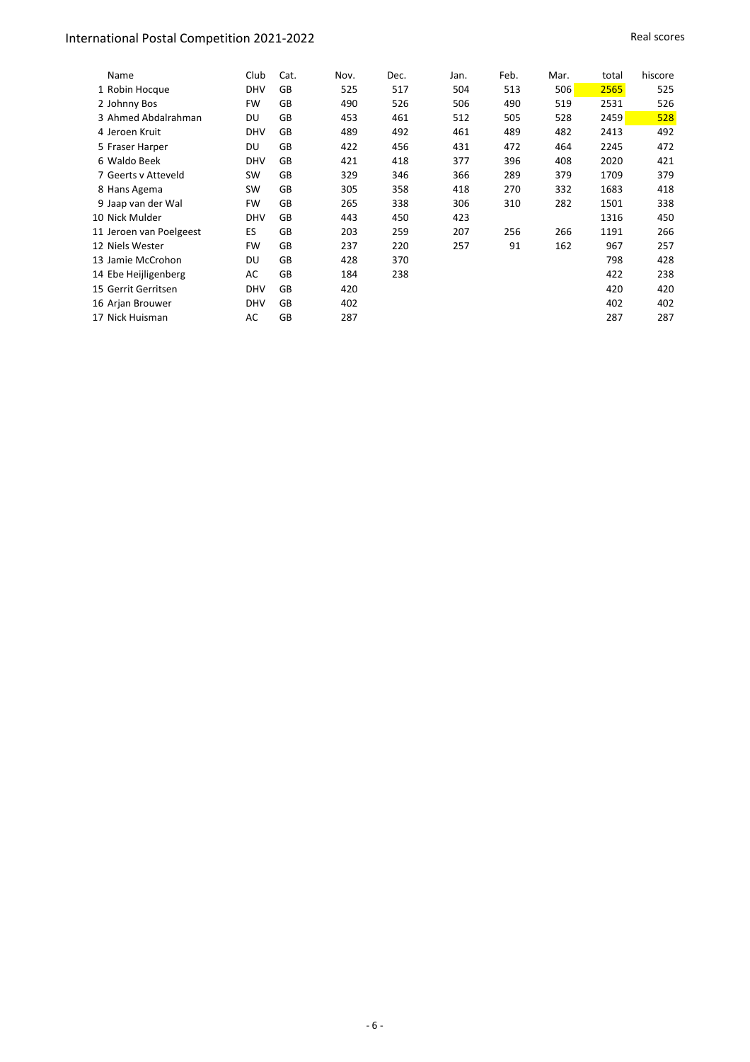# International Postal Competition 2021-2022

Real scores

| | Name | Club | Cat. | Nov. | Dec. | Jan. | Feb. | Mar. | total | hiscore |
|---|---|---|---|---|---|---|---|---|---|---|
| 1 | Robin Hocque | DHV | GB | 525 | 517 | 504 | 513 | 506 | 2565 | 525 |
| 2 | Johnny Bos | FW | GB | 490 | 526 | 506 | 490 | 519 | 2531 | 526 |
| 3 | Ahmed Abdalrahman | DU | GB | 453 | 461 | 512 | 505 | 528 | 2459 | 528 |
| 4 | Jeroen Kruit | DHV | GB | 489 | 492 | 461 | 489 | 482 | 2413 | 492 |
| 5 | Fraser Harper | DU | GB | 422 | 456 | 431 | 472 | 464 | 2245 | 472 |
| 6 | Waldo Beek | DHV | GB | 421 | 418 | 377 | 396 | 408 | 2020 | 421 |
| 7 | Geerts v Atteveld | SW | GB | 329 | 346 | 366 | 289 | 379 | 1709 | 379 |
| 8 | Hans Agema | SW | GB | 305 | 358 | 418 | 270 | 332 | 1683 | 418 |
| 9 | Jaap van der Wal | FW | GB | 265 | 338 | 306 | 310 | 282 | 1501 | 338 |
| 10 | Nick Mulder | DHV | GB | 443 | 450 | 423 | | | 1316 | 450 |
| 11 | Jeroen van Poelgeest | ES | GB | 203 | 259 | 207 | 256 | 266 | 1191 | 266 |
| 12 | Niels Wester | FW | GB | 237 | 220 | 257 | 91 | 162 | 967 | 257 |
| 13 | Jamie McCrohon | DU | GB | 428 | 370 | | | | 798 | 428 |
| 14 | Ebe Heijligenberg | AC | GB | 184 | 238 | | | | 422 | 238 |
| 15 | Gerrit Gerritsen | DHV | GB | 420 | | | | | 420 | 420 |
| 16 | Arjan Brouwer | DHV | GB | 402 | | | | | 402 | 402 |
| 17 | Nick Huisman | AC | GB | 287 | | | | | 287 | 287 |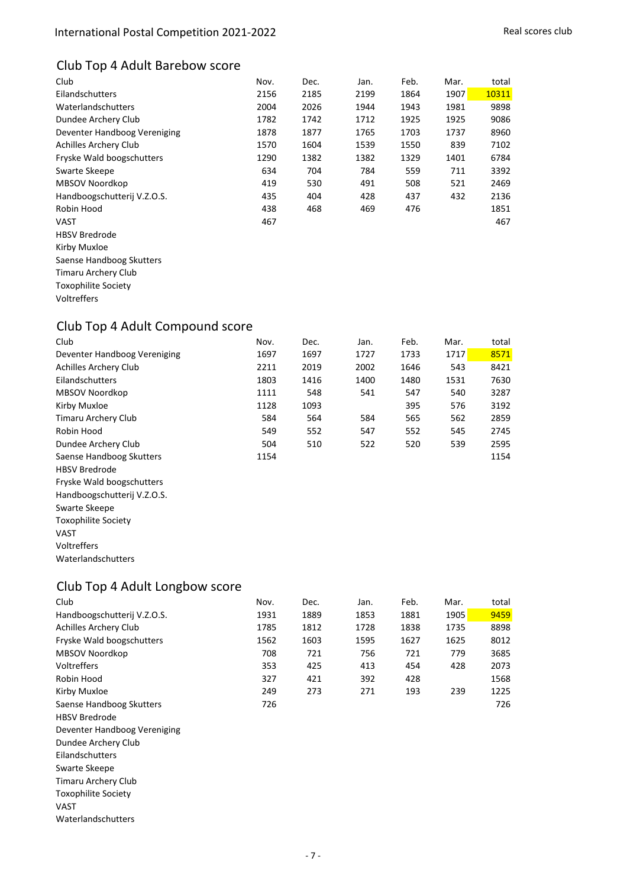## Club Top 4 Adult Barebow score

| Club | Nov. | Dec. | Jan. | Feb. | Mar. | total |
|---|---|---|---|---|---|---|
| Eilandschutters | 2156 | 2185 | 2199 | 1864 | 1907 | 10311 |
| Waterlandschutters | 2004 | 2026 | 1944 | 1943 | 1981 | 9898 |
| Dundee Archery Club | 1782 | 1742 | 1712 | 1925 | 1925 | 9086 |
| Deventer Handboog Vereniging | 1878 | 1877 | 1765 | 1703 | 1737 | 8960 |
| Achilles Archery Club | 1570 | 1604 | 1539 | 1550 | 839 | 7102 |
| Fryske Wald boogschutters | 1290 | 1382 | 1382 | 1329 | 1401 | 6784 |
| Swarte Skeepe | 634 | 704 | 784 | 559 | 711 | 3392 |
| MBSOV Noordkop | 419 | 530 | 491 | 508 | 521 | 2469 |
| Handboogschutterij V.Z.O.S. | 435 | 404 | 428 | 437 | 432 | 2136 |
| Robin Hood | 438 | 468 | 469 | 476 | | 1851 |
| VAST | 467 | | | | | 467 |
| HBSV Bredrode | | | | | | |
| Kirby Muxloe | | | | | | |
| Saense Handboog Skutters | | | | | | |
| Timaru Archery Club | | | | | | |
| Toxophilite Society | | | | | | |
| Voltreffers | | | | | | |

## Club Top 4 Adult Compound score

| Club | Nov. | Dec. | Jan. | Feb. | Mar. | total |
|---|---|---|---|---|---|---|
| Deventer Handboog Vereniging | 1697 | 1697 | 1727 | 1733 | 1717 | 8571 |
| Achilles Archery Club | 2211 | 2019 | 2002 | 1646 | 543 | 8421 |
| Eilandschutters | 1803 | 1416 | 1400 | 1480 | 1531 | 7630 |
| MBSOV Noordkop | 1111 | 548 | 541 | 547 | 540 | 3287 |
| Kirby Muxloe | 1128 | 1093 | | 395 | 576 | 3192 |
| Timaru Archery Club | 584 | 564 | 584 | 565 | 562 | 2859 |
| Robin Hood | 549 | 552 | 547 | 552 | 545 | 2745 |
| Dundee Archery Club | 504 | 510 | 522 | 520 | 539 | 2595 |
| Saense Handboog Skutters | 1154 | | | | | 1154 |
| HBSV Bredrode | | | | | | |
| Fryske Wald boogschutters | | | | | | |
| Handboogschutterij V.Z.O.S. | | | | | | |
| Swarte Skeepe | | | | | | |
| Toxophilite Society | | | | | | |
| VAST | | | | | | |
| Voltreffers | | | | | | |
| Waterlandschutters | | | | | | |

## Club Top 4 Adult Longbow score

| Club | Nov. | Dec. | Jan. | Feb. | Mar. | total |
|---|---|---|---|---|---|---|
| Handboogschutterij V.Z.O.S. | 1931 | 1889 | 1853 | 1881 | 1905 | 9459 |
| Achilles Archery Club | 1785 | 1812 | 1728 | 1838 | 1735 | 8898 |
| Fryske Wald boogschutters | 1562 | 1603 | 1595 | 1627 | 1625 | 8012 |
| MBSOV Noordkop | 708 | 721 | 756 | 721 | 779 | 3685 |
| Voltreffers | 353 | 425 | 413 | 454 | 428 | 2073 |
| Robin Hood | 327 | 421 | 392 | 428 | | 1568 |
| Kirby Muxloe | 249 | 273 | 271 | 193 | 239 | 1225 |
| Saense Handboog Skutters | 726 | | | | | 726 |
| HBSV Bredrode | | | | | | |
| Deventer Handboog Vereniging | | | | | | |
| Dundee Archery Club | | | | | | |
| Eilandschutters | | | | | | |
| Swarte Skeepe | | | | | | |
| Timaru Archery Club | | | | | | |
| Toxophilite Society | | | | | | |
| VAST | | | | | | |
| Waterlandschutters | | | | | | |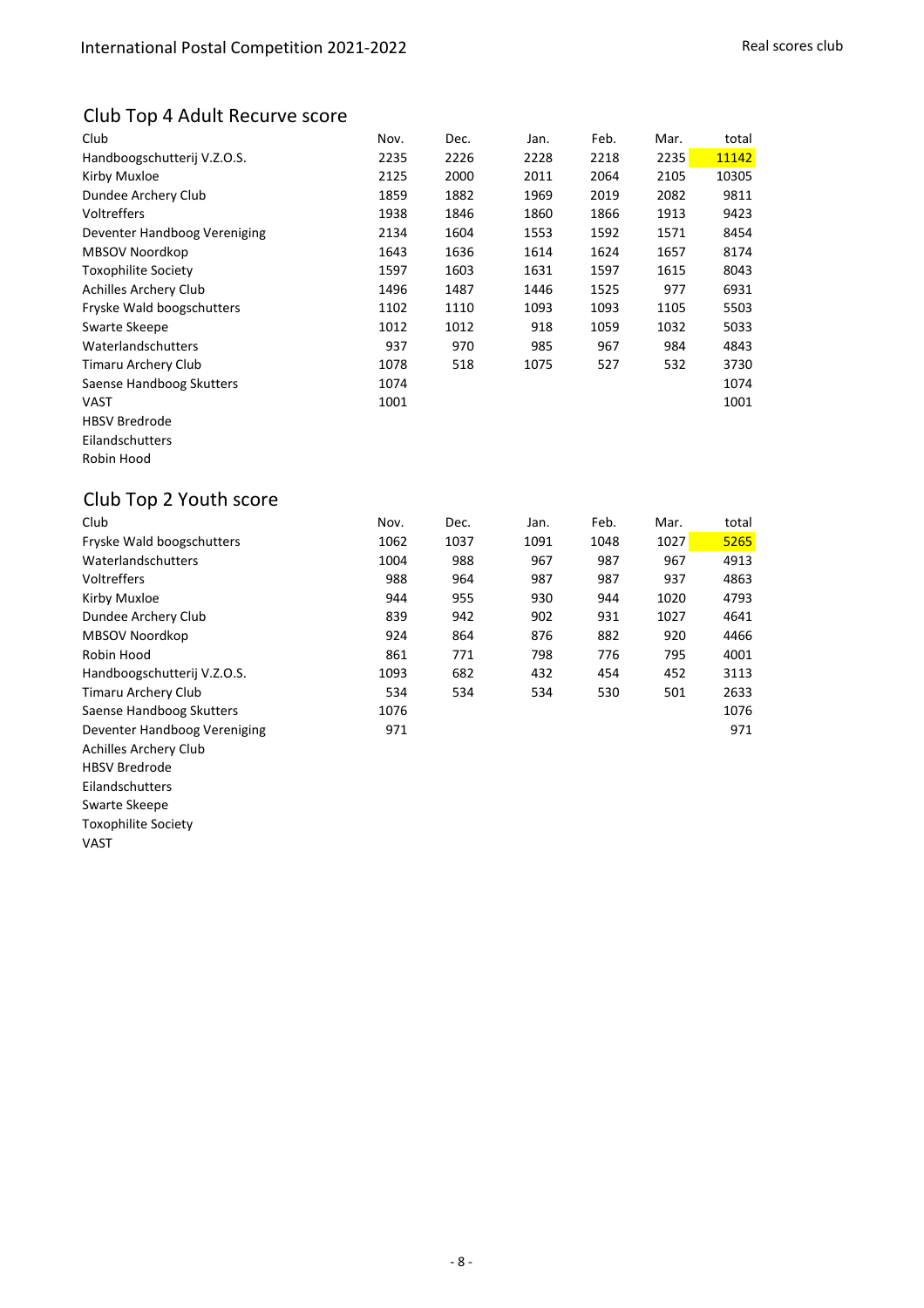## Club Top 4 Adult Recurve score

| Club | Nov. | Dec. | Jan. | Feb. | Mar. | total |
|---|---|---|---|---|---|---|
| Handboogschutterij V.Z.O.S. | 2235 | 2226 | 2228 | 2218 | 2235 | 11142 |
| Kirby Muxloe | 2125 | 2000 | 2011 | 2064 | 2105 | 10305 |
| Dundee Archery Club | 1859 | 1882 | 1969 | 2019 | 2082 | 9811 |
| Voltreffers | 1938 | 1846 | 1860 | 1866 | 1913 | 9423 |
| Deventer Handboog Vereniging | 2134 | 1604 | 1553 | 1592 | 1571 | 8454 |
| MBSOV Noordkop | 1643 | 1636 | 1614 | 1624 | 1657 | 8174 |
| Toxophilite Society | 1597 | 1603 | 1631 | 1597 | 1615 | 8043 |
| Achilles Archery Club | 1496 | 1487 | 1446 | 1525 | 977 | 6931 |
| Fryske Wald boogschutters | 1102 | 1110 | 1093 | 1093 | 1105 | 5503 |
| Swarte Skeepe | 1012 | 1012 | 918 | 1059 | 1032 | 5033 |
| Waterlandschutters | 937 | 970 | 985 | 967 | 984 | 4843 |
| Timaru Archery Club | 1078 | 518 | 1075 | 527 | 532 | 3730 |
| Saense Handboog Skutters | 1074 | | | | | 1074 |
| VAST | 1001 | | | | | 1001 |
| HBSV Bredrode | | | | | | |
| Eilandschutters | | | | | | |
| Robin Hood | | | | | | |

## Club Top 2 Youth score

| Club | Nov. | Dec. | Jan. | Feb. | Mar. | total |
|---|---|---|---|---|---|---|
| Fryske Wald boogschutters | 1062 | 1037 | 1091 | 1048 | 1027 | 5265 |
| Waterlandschutters | 1004 | 988 | 967 | 987 | 967 | 4913 |
| Voltreffers | 988 | 964 | 987 | 987 | 937 | 4863 |
| Kirby Muxloe | 944 | 955 | 930 | 944 | 1020 | 4793 |
| Dundee Archery Club | 839 | 942 | 902 | 931 | 1027 | 4641 |
| MBSOV Noordkop | 924 | 864 | 876 | 882 | 920 | 4466 |
| Robin Hood | 861 | 771 | 798 | 776 | 795 | 4001 |
| Handboogschutterij V.Z.O.S. | 1093 | 682 | 432 | 454 | 452 | 3113 |
| Timaru Archery Club | 534 | 534 | 534 | 530 | 501 | 2633 |
| Saense Handboog Skutters | 1076 | | | | | 1076 |
| Deventer Handboog Vereniging | 971 | | | | | 971 |
| Achilles Archery Club | | | | | | |
| HBSV Bredrode | | | | | | |
| Eilandschutters | | | | | | |
| Swarte Skeepe | | | | | | |
| Toxophilite Society | | | | | | |
| VAST | | | | | | |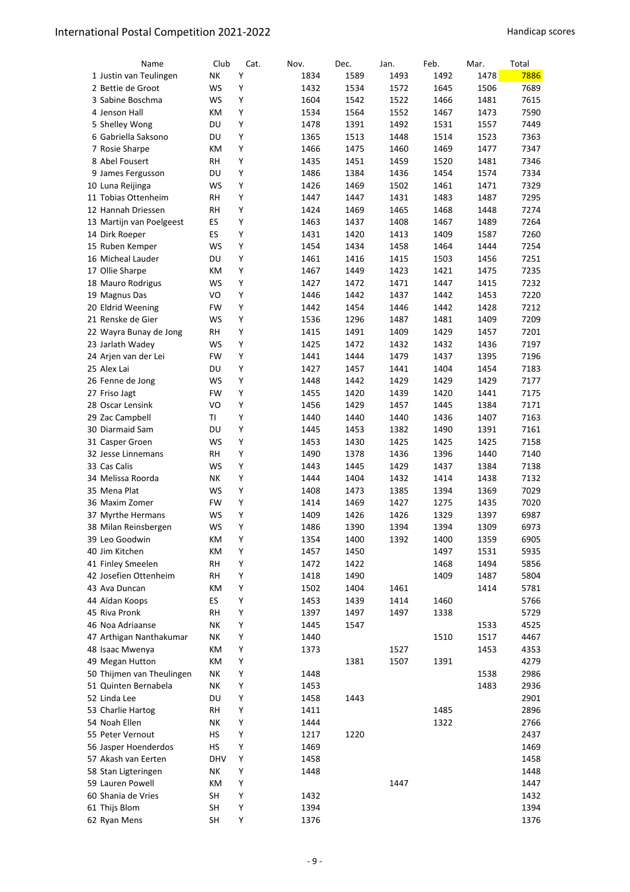# International Postal Competition 2021-2022

Handicap scores

| | Name | Club | Cat. | Nov. | Dec. | Jan. | Feb. | Mar. | Total |
|---|---|---|---|---|---|---|---|---|---|
| 1 | Justin van Teulingen | NK | Y | 1834 | 1589 | 1493 | 1492 | 1478 | 7886 |
| 2 | Bettie de Groot | WS | Y | 1432 | 1534 | 1572 | 1645 | 1506 | 7689 |
| 3 | Sabine Boschma | WS | Y | 1604 | 1542 | 1522 | 1466 | 1481 | 7615 |
| 4 | Jenson Hall | KM | Y | 1534 | 1564 | 1552 | 1467 | 1473 | 7590 |
| 5 | Shelley Wong | DU | Y | 1478 | 1391 | 1492 | 1531 | 1557 | 7449 |
| 6 | Gabriella Saksono | DU | Y | 1365 | 1513 | 1448 | 1514 | 1523 | 7363 |
| 7 | Rosie Sharpe | KM | Y | 1466 | 1475 | 1460 | 1469 | 1477 | 7347 |
| 8 | Abel Fousert | RH | Y | 1435 | 1451 | 1459 | 1520 | 1481 | 7346 |
| 9 | James Fergusson | DU | Y | 1486 | 1384 | 1436 | 1454 | 1574 | 7334 |
| 10 | Luna Reijinga | WS | Y | 1426 | 1469 | 1502 | 1461 | 1471 | 7329 |
| 11 | Tobias Ottenheim | RH | Y | 1447 | 1447 | 1431 | 1483 | 1487 | 7295 |
| 12 | Hannah Driessen | RH | Y | 1424 | 1469 | 1465 | 1468 | 1448 | 7274 |
| 13 | Martijn van Poelgeest | ES | Y | 1463 | 1437 | 1408 | 1467 | 1489 | 7264 |
| 14 | Dirk Roeper | ES | Y | 1431 | 1420 | 1413 | 1409 | 1587 | 7260 |
| 15 | Ruben Kemper | WS | Y | 1454 | 1434 | 1458 | 1464 | 1444 | 7254 |
| 16 | Micheal Lauder | DU | Y | 1461 | 1416 | 1415 | 1503 | 1456 | 7251 |
| 17 | Ollie Sharpe | KM | Y | 1467 | 1449 | 1423 | 1421 | 1475 | 7235 |
| 18 | Mauro Rodrigus | WS | Y | 1427 | 1472 | 1471 | 1447 | 1415 | 7232 |
| 19 | Magnus Das | VO | Y | 1446 | 1442 | 1437 | 1442 | 1453 | 7220 |
| 20 | Eldrid Weening | FW | Y | 1442 | 1454 | 1446 | 1442 | 1428 | 7212 |
| 21 | Renske de Gier | WS | Y | 1536 | 1296 | 1487 | 1481 | 1409 | 7209 |
| 22 | Wayra Bunay de Jong | RH | Y | 1415 | 1491 | 1409 | 1429 | 1457 | 7201 |
| 23 | Jarlath Wadey | WS | Y | 1425 | 1472 | 1432 | 1432 | 1436 | 7197 |
| 24 | Arjen van der Lei | FW | Y | 1441 | 1444 | 1479 | 1437 | 1395 | 7196 |
| 25 | Alex Lai | DU | Y | 1427 | 1457 | 1441 | 1404 | 1454 | 7183 |
| 26 | Fenne de Jong | WS | Y | 1448 | 1442 | 1429 | 1429 | 1429 | 7177 |
| 27 | Friso Jagt | FW | Y | 1455 | 1420 | 1439 | 1420 | 1441 | 7175 |
| 28 | Oscar Lensink | VO | Y | 1456 | 1429 | 1457 | 1445 | 1384 | 7171 |
| 29 | Zac Campbell | TI | Y | 1440 | 1440 | 1440 | 1436 | 1407 | 7163 |
| 30 | Diarmaid Sam | DU | Y | 1445 | 1453 | 1382 | 1490 | 1391 | 7161 |
| 31 | Casper Groen | WS | Y | 1453 | 1430 | 1425 | 1425 | 1425 | 7158 |
| 32 | Jesse Linnemans | RH | Y | 1490 | 1378 | 1436 | 1396 | 1440 | 7140 |
| 33 | Cas Calis | WS | Y | 1443 | 1445 | 1429 | 1437 | 1384 | 7138 |
| 34 | Melissa Roorda | NK | Y | 1444 | 1404 | 1432 | 1414 | 1438 | 7132 |
| 35 | Mena Plat | WS | Y | 1408 | 1473 | 1385 | 1394 | 1369 | 7029 |
| 36 | Maxim Zomer | FW | Y | 1414 | 1469 | 1427 | 1275 | 1435 | 7020 |
| 37 | Myrthe Hermans | WS | Y | 1409 | 1426 | 1426 | 1329 | 1397 | 6987 |
| 38 | Milan Reinsbergen | WS | Y | 1486 | 1390 | 1394 | 1394 | 1309 | 6973 |
| 39 | Leo Goodwin | KM | Y | 1354 | 1400 | 1392 | 1400 | 1359 | 6905 |
| 40 | Jim Kitchen | KM | Y | 1457 | 1450 | | 1497 | 1531 | 5935 |
| 41 | Finley Smeelen | RH | Y | 1472 | 1422 | | 1468 | 1494 | 5856 |
| 42 | Josefien Ottenheim | RH | Y | 1418 | 1490 | | 1409 | 1487 | 5804 |
| 43 | Ava Duncan | KM | Y | 1502 | 1404 | 1461 | | 1414 | 5781 |
| 44 | Aïdan Koops | ES | Y | 1453 | 1439 | 1414 | 1460 | | 5766 |
| 45 | Riva Pronk | RH | Y | 1397 | 1497 | 1497 | 1338 | | 5729 |
| 46 | Noa Adriaanse | NK | Y | 1445 | 1547 | | | 1533 | 4525 |
| 47 | Arthigan Nanthakumar | NK | Y | 1440 | | | 1510 | 1517 | 4467 |
| 48 | Isaac Mwenya | KM | Y | 1373 | | 1527 | | 1453 | 4353 |
| 49 | Megan Hutton | KM | Y | | 1381 | 1507 | 1391 | | 4279 |
| 50 | Thijmen van Theulingen | NK | Y | 1448 | | | | 1538 | 2986 |
| 51 | Quinten Bernabela | NK | Y | 1453 | | | | 1483 | 2936 |
| 52 | Linda Lee | DU | Y | 1458 | 1443 | | | | 2901 |
| 53 | Charlie Hartog | RH | Y | 1411 | | | 1485 | | 2896 |
| 54 | Noah Ellen | NK | Y | 1444 | | | 1322 | | 2766 |
| 55 | Peter Vernout | HS | Y | 1217 | 1220 | | | | 2437 |
| 56 | Jasper Hoenderdos | HS | Y | 1469 | | | | | 1469 |
| 57 | Akash van Eerten | DHV | Y | 1458 | | | | | 1458 |
| 58 | Stan Ligteringen | NK | Y | 1448 | | | | | 1448 |
| 59 | Lauren Powell | KM | Y | | | 1447 | | | 1447 |
| 60 | Shania de Vries | SH | Y | 1432 | | | | | 1432 |
| 61 | Thijs Blom | SH | Y | 1394 | | | | | 1394 |
| 62 | Ryan Mens | SH | Y | 1376 | | | | | 1376 |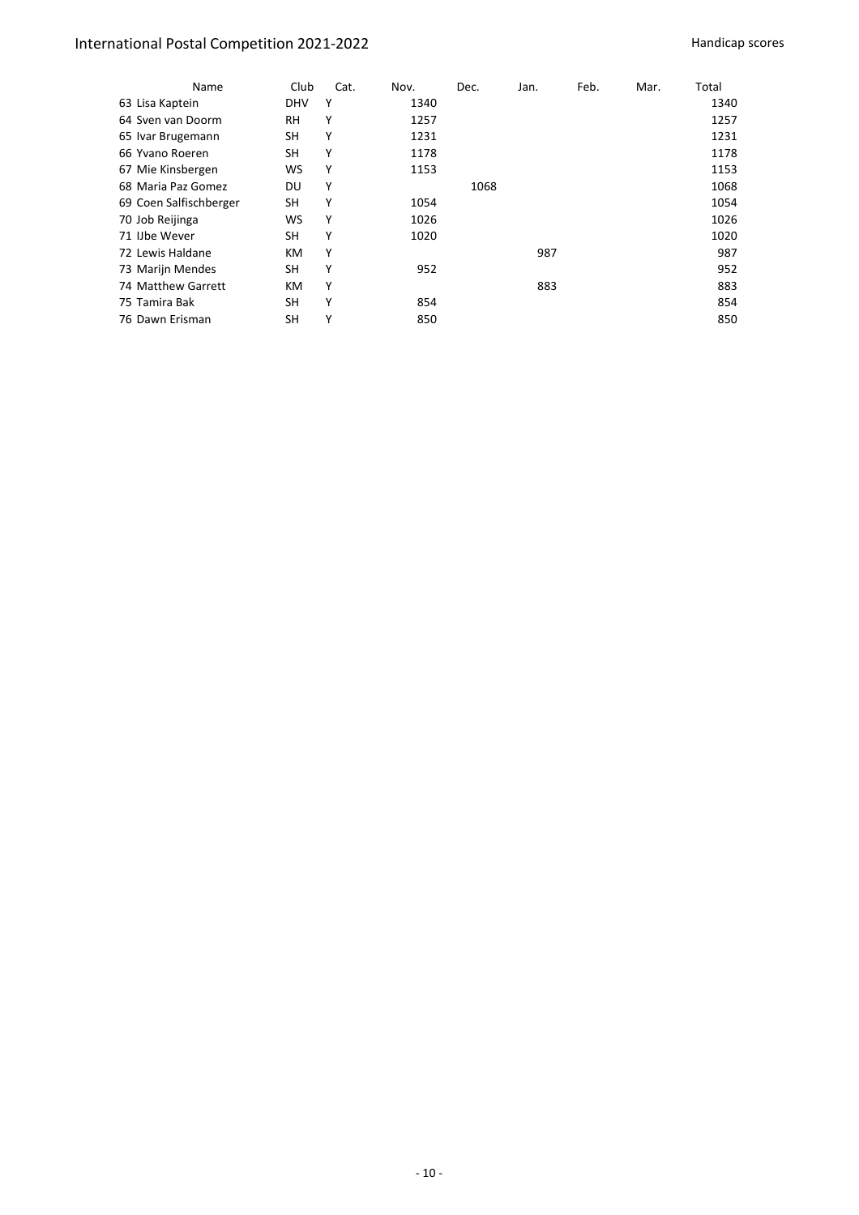| Name | Club | Cat. | Nov. | Dec. | Jan. | Feb. | Mar. | Total |
|---|---|---|---|---|---|---|---|---|
| 63 Lisa Kaptein | DHV | Y | 1340 | | | | | 1340 |
| 64 Sven van Doorm | RH | Y | 1257 | | | | | 1257 |
| 65 Ivar Brugemann | SH | Y | 1231 | | | | | 1231 |
| 66 Yvano Roeren | SH | Y | 1178 | | | | | 1178 |
| 67 Mie Kinsbergen | WS | Y | 1153 | | | | | 1153 |
| 68 Maria Paz Gomez | DU | Y | | 1068 | | | | 1068 |
| 69 Coen Salfischberger | SH | Y | 1054 | | | | | 1054 |
| 70 Job Reijinga | WS | Y | 1026 | | | | | 1026 |
| 71 IJbe Wever | SH | Y | 1020 | | | | | 1020 |
| 72 Lewis Haldane | KM | Y | | | 987 | | | 987 |
| 73 Marijn Mendes | SH | Y | 952 | | | | | 952 |
| 74 Matthew Garrett | KM | Y | | | 883 | | | 883 |
| 75 Tamira Bak | SH | Y | 854 | | | | | 854 |
| 76 Dawn Erisman | SH | Y | 850 | | | | | 850 |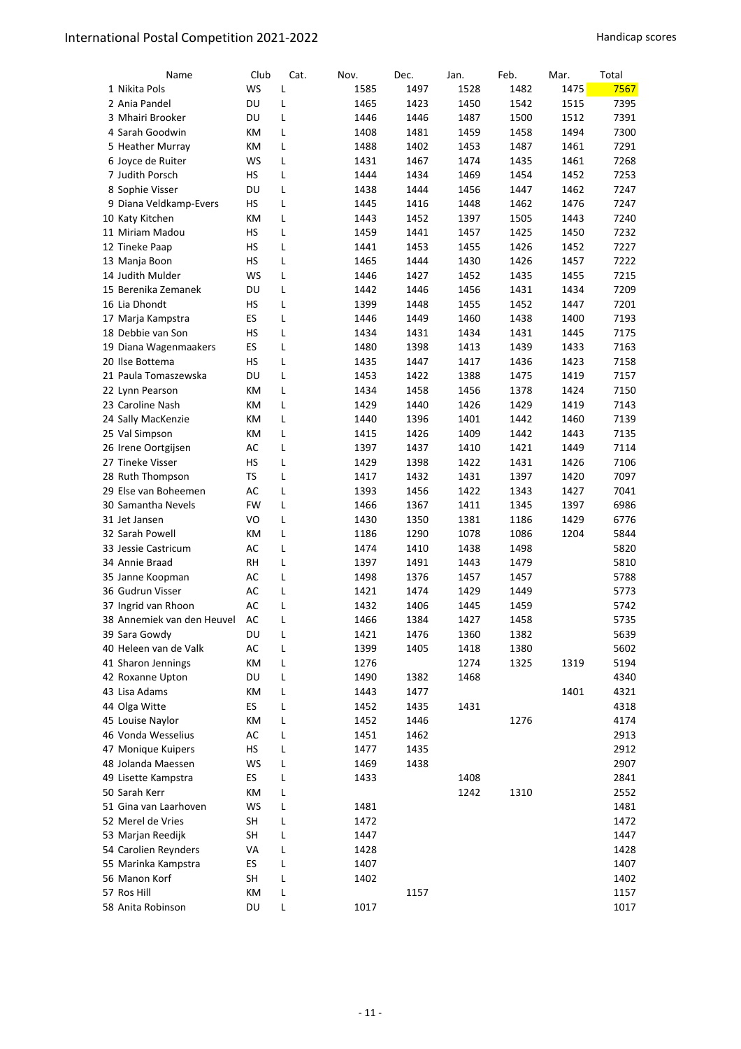# International Postal Competition 2021-2022

## Handicap scores

| | Name | Club | Cat. | Nov. | Dec. | Jan. | Feb. | Mar. | Total |
|---|---|---|---|---|---|---|---|---|---|
| 1 | Nikita Pols | WS | L | 1585 | 1497 | 1528 | 1482 | 1475 | 7567 |
| 2 | Ania Pandel | DU | L | 1465 | 1423 | 1450 | 1542 | 1515 | 7395 |
| 3 | Mhairi Brooker | DU | L | 1446 | 1446 | 1487 | 1500 | 1512 | 7391 |
| 4 | Sarah Goodwin | KM | L | 1408 | 1481 | 1459 | 1458 | 1494 | 7300 |
| 5 | Heather Murray | KM | L | 1488 | 1402 | 1453 | 1487 | 1461 | 7291 |
| 6 | Joyce de Ruiter | WS | L | 1431 | 1467 | 1474 | 1435 | 1461 | 7268 |
| 7 | Judith Porsch | HS | L | 1444 | 1434 | 1469 | 1454 | 1452 | 7253 |
| 8 | Sophie Visser | DU | L | 1438 | 1444 | 1456 | 1447 | 1462 | 7247 |
| 9 | Diana Veldkamp-Evers | HS | L | 1445 | 1416 | 1448 | 1462 | 1476 | 7247 |
| 10 | Katy Kitchen | KM | L | 1443 | 1452 | 1397 | 1505 | 1443 | 7240 |
| 11 | Miriam Madou | HS | L | 1459 | 1441 | 1457 | 1425 | 1450 | 7232 |
| 12 | Tineke Paap | HS | L | 1441 | 1453 | 1455 | 1426 | 1452 | 7227 |
| 13 | Manja Boon | HS | L | 1465 | 1444 | 1430 | 1426 | 1457 | 7222 |
| 14 | Judith Mulder | WS | L | 1446 | 1427 | 1452 | 1435 | 1455 | 7215 |
| 15 | Berenika Zemanek | DU | L | 1442 | 1446 | 1456 | 1431 | 1434 | 7209 |
| 16 | Lia Dhondt | HS | L | 1399 | 1448 | 1455 | 1452 | 1447 | 7201 |
| 17 | Marja Kampstra | ES | L | 1446 | 1449 | 1460 | 1438 | 1400 | 7193 |
| 18 | Debbie van Son | HS | L | 1434 | 1431 | 1434 | 1431 | 1445 | 7175 |
| 19 | Diana Wagenmaakers | ES | L | 1480 | 1398 | 1413 | 1439 | 1433 | 7163 |
| 20 | Ilse Bottema | HS | L | 1435 | 1447 | 1417 | 1436 | 1423 | 7158 |
| 21 | Paula Tomaszewska | DU | L | 1453 | 1422 | 1388 | 1475 | 1419 | 7157 |
| 22 | Lynn Pearson | KM | L | 1434 | 1458 | 1456 | 1378 | 1424 | 7150 |
| 23 | Caroline Nash | KM | L | 1429 | 1440 | 1426 | 1429 | 1419 | 7143 |
| 24 | Sally MacKenzie | KM | L | 1440 | 1396 | 1401 | 1442 | 1460 | 7139 |
| 25 | Val Simpson | KM | L | 1415 | 1426 | 1409 | 1442 | 1443 | 7135 |
| 26 | Irene Oortgijsen | AC | L | 1397 | 1437 | 1410 | 1421 | 1449 | 7114 |
| 27 | Tineke Visser | HS | L | 1429 | 1398 | 1422 | 1431 | 1426 | 7106 |
| 28 | Ruth Thompson | TS | L | 1417 | 1432 | 1431 | 1397 | 1420 | 7097 |
| 29 | Else van Boheemen | AC | L | 1393 | 1456 | 1422 | 1343 | 1427 | 7041 |
| 30 | Samantha Nevels | FW | L | 1466 | 1367 | 1411 | 1345 | 1397 | 6986 |
| 31 | Jet Jansen | VO | L | 1430 | 1350 | 1381 | 1186 | 1429 | 6776 |
| 32 | Sarah Powell | KM | L | 1186 | 1290 | 1078 | 1086 | 1204 | 5844 |
| 33 | Jessie Castricum | AC | L | 1474 | 1410 | 1438 | 1498 | | 5820 |
| 34 | Annie Braad | RH | L | 1397 | 1491 | 1443 | 1479 | | 5810 |
| 35 | Janne Koopman | AC | L | 1498 | 1376 | 1457 | 1457 | | 5788 |
| 36 | Gudrun Visser | AC | L | 1421 | 1474 | 1429 | 1449 | | 5773 |
| 37 | Ingrid van Rhoon | AC | L | 1432 | 1406 | 1445 | 1459 | | 5742 |
| 38 | Annemiek van den Heuvel | AC | L | 1466 | 1384 | 1427 | 1458 | | 5735 |
| 39 | Sara Gowdy | DU | L | 1421 | 1476 | 1360 | 1382 | | 5639 |
| 40 | Heleen van de Valk | AC | L | 1399 | 1405 | 1418 | 1380 | | 5602 |
| 41 | Sharon Jennings | KM | L | 1276 | | 1274 | 1325 | 1319 | 5194 |
| 42 | Roxanne Upton | DU | L | 1490 | 1382 | 1468 | | | 4340 |
| 43 | Lisa Adams | KM | L | 1443 | 1477 | | | 1401 | 4321 |
| 44 | Olga Witte | ES | L | 1452 | 1435 | 1431 | | | 4318 |
| 45 | Louise Naylor | KM | L | 1452 | 1446 | | 1276 | | 4174 |
| 46 | Vonda Wesselius | AC | L | 1451 | 1462 | | | | 2913 |
| 47 | Monique Kuipers | HS | L | 1477 | 1435 | | | | 2912 |
| 48 | Jolanda Maessen | WS | L | 1469 | 1438 | | | | 2907 |
| 49 | Lisette Kampstra | ES | L | 1433 | | 1408 | | | 2841 |
| 50 | Sarah Kerr | KM | L | | | 1242 | 1310 | | 2552 |
| 51 | Gina van Laarhoven | WS | L | 1481 | | | | | 1481 |
| 52 | Merel de Vries | SH | L | 1472 | | | | | 1472 |
| 53 | Marjan Reedijk | SH | L | 1447 | | | | | 1447 |
| 54 | Carolien Reynders | VA | L | 1428 | | | | | 1428 |
| 55 | Marinka Kampstra | ES | L | 1407 | | | | | 1407 |
| 56 | Manon Korf | SH | L | 1402 | | | | | 1402 |
| 57 | Ros Hill | KM | L | | 1157 | | | | 1157 |
| 58 | Anita Robinson | DU | L | 1017 | | | | | 1017 |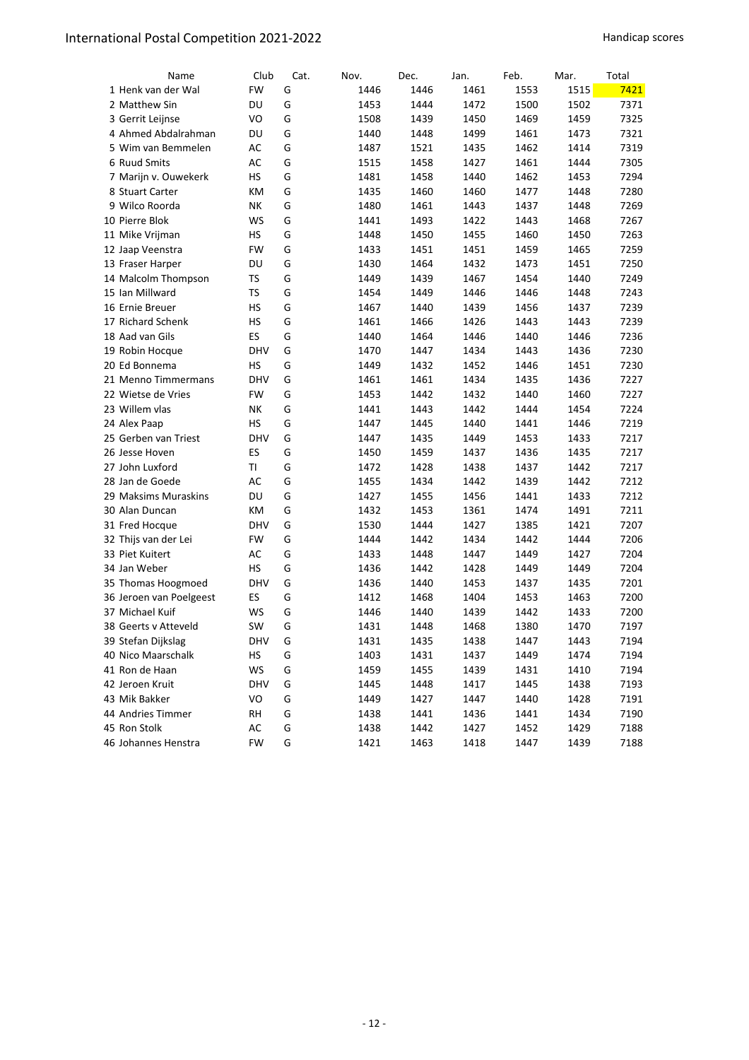International Postal Competition 2021-2022

Handicap scores

| | Name | Club | Cat. | Nov. | Dec. | Jan. | Feb. | Mar. | Total |
|---|---|---|---|---|---|---|---|---|---|
| 1 | Henk van der Wal | FW | G | 1446 | 1446 | 1461 | 1553 | 1515 | 7421 |
| 2 | Matthew Sin | DU | G | 1453 | 1444 | 1472 | 1500 | 1502 | 7371 |
| 3 | Gerrit Leijnse | VO | G | 1508 | 1439 | 1450 | 1469 | 1459 | 7325 |
| 4 | Ahmed Abdalrahman | DU | G | 1440 | 1448 | 1499 | 1461 | 1473 | 7321 |
| 5 | Wim van Bemmelen | AC | G | 1487 | 1521 | 1435 | 1462 | 1414 | 7319 |
| 6 | Ruud Smits | AC | G | 1515 | 1458 | 1427 | 1461 | 1444 | 7305 |
| 7 | Marijn v. Ouwekerk | HS | G | 1481 | 1458 | 1440 | 1462 | 1453 | 7294 |
| 8 | Stuart Carter | KM | G | 1435 | 1460 | 1460 | 1477 | 1448 | 7280 |
| 9 | Wilco Roorda | NK | G | 1480 | 1461 | 1443 | 1437 | 1448 | 7269 |
| 10 | Pierre Blok | WS | G | 1441 | 1493 | 1422 | 1443 | 1468 | 7267 |
| 11 | Mike Vrijman | HS | G | 1448 | 1450 | 1455 | 1460 | 1450 | 7263 |
| 12 | Jaap Veenstra | FW | G | 1433 | 1451 | 1451 | 1459 | 1465 | 7259 |
| 13 | Fraser Harper | DU | G | 1430 | 1464 | 1432 | 1473 | 1451 | 7250 |
| 14 | Malcolm Thompson | TS | G | 1449 | 1439 | 1467 | 1454 | 1440 | 7249 |
| 15 | Ian Millward | TS | G | 1454 | 1449 | 1446 | 1446 | 1448 | 7243 |
| 16 | Ernie Breuer | HS | G | 1467 | 1440 | 1439 | 1456 | 1437 | 7239 |
| 17 | Richard Schenk | HS | G | 1461 | 1466 | 1426 | 1443 | 1443 | 7239 |
| 18 | Aad van Gils | ES | G | 1440 | 1464 | 1446 | 1440 | 1446 | 7236 |
| 19 | Robin Hocque | DHV | G | 1470 | 1447 | 1434 | 1443 | 1436 | 7230 |
| 20 | Ed Bonnema | HS | G | 1449 | 1432 | 1452 | 1446 | 1451 | 7230 |
| 21 | Menno Timmermans | DHV | G | 1461 | 1461 | 1434 | 1435 | 1436 | 7227 |
| 22 | Wietse de Vries | FW | G | 1453 | 1442 | 1432 | 1440 | 1460 | 7227 |
| 23 | Willem vlas | NK | G | 1441 | 1443 | 1442 | 1444 | 1454 | 7224 |
| 24 | Alex Paap | HS | G | 1447 | 1445 | 1440 | 1441 | 1446 | 7219 |
| 25 | Gerben van Triest | DHV | G | 1447 | 1435 | 1449 | 1453 | 1433 | 7217 |
| 26 | Jesse Hoven | ES | G | 1450 | 1459 | 1437 | 1436 | 1435 | 7217 |
| 27 | John Luxford | TI | G | 1472 | 1428 | 1438 | 1437 | 1442 | 7217 |
| 28 | Jan de Goede | AC | G | 1455 | 1434 | 1442 | 1439 | 1442 | 7212 |
| 29 | Maksims Muraskins | DU | G | 1427 | 1455 | 1456 | 1441 | 1433 | 7212 |
| 30 | Alan Duncan | KM | G | 1432 | 1453 | 1361 | 1474 | 1491 | 7211 |
| 31 | Fred Hocque | DHV | G | 1530 | 1444 | 1427 | 1385 | 1421 | 7207 |
| 32 | Thijs van der Lei | FW | G | 1444 | 1442 | 1434 | 1442 | 1444 | 7206 |
| 33 | Piet Kuitert | AC | G | 1433 | 1448 | 1447 | 1449 | 1427 | 7204 |
| 34 | Jan Weber | HS | G | 1436 | 1442 | 1428 | 1449 | 1449 | 7204 |
| 35 | Thomas Hoogmoed | DHV | G | 1436 | 1440 | 1453 | 1437 | 1435 | 7201 |
| 36 | Jeroen van Poelgeest | ES | G | 1412 | 1468 | 1404 | 1453 | 1463 | 7200 |
| 37 | Michael Kuif | WS | G | 1446 | 1440 | 1439 | 1442 | 1433 | 7200 |
| 38 | Geerts v Atteveld | SW | G | 1431 | 1448 | 1468 | 1380 | 1470 | 7197 |
| 39 | Stefan Dijkslag | DHV | G | 1431 | 1435 | 1438 | 1447 | 1443 | 7194 |
| 40 | Nico Maarschalk | HS | G | 1403 | 1431 | 1437 | 1449 | 1474 | 7194 |
| 41 | Ron de Haan | WS | G | 1459 | 1455 | 1439 | 1431 | 1410 | 7194 |
| 42 | Jeroen Kruit | DHV | G | 1445 | 1448 | 1417 | 1445 | 1438 | 7193 |
| 43 | Mik Bakker | VO | G | 1449 | 1427 | 1447 | 1440 | 1428 | 7191 |
| 44 | Andries Timmer | RH | G | 1438 | 1441 | 1436 | 1441 | 1434 | 7190 |
| 45 | Ron Stolk | AC | G | 1438 | 1442 | 1427 | 1452 | 1429 | 7188 |
| 46 | Johannes Henstra | FW | G | 1421 | 1463 | 1418 | 1447 | 1439 | 7188 |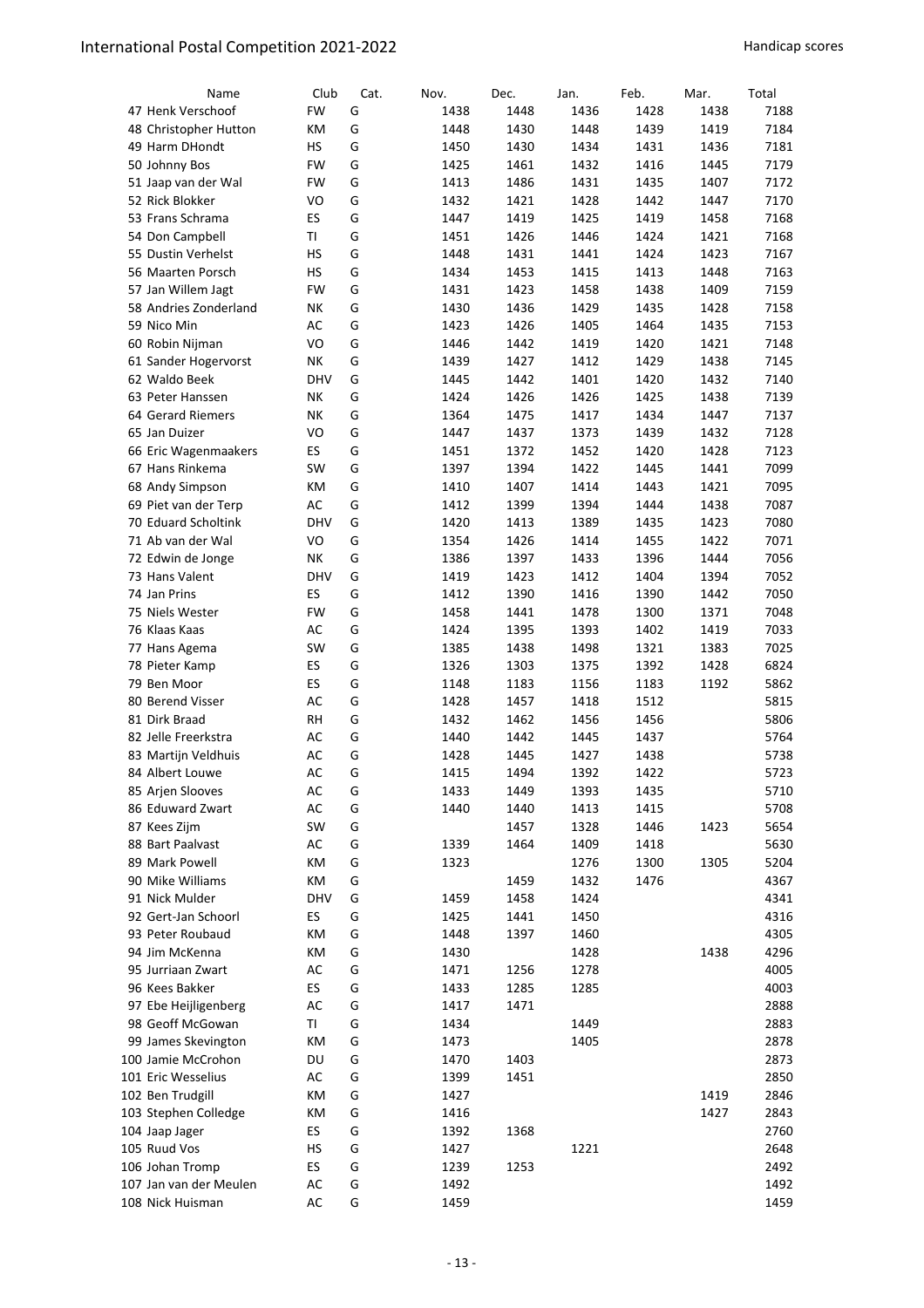| Name | Club | Cat. | Nov. | Dec. | Jan. | Feb. | Mar. | Total |
|---|---|---|---|---|---|---|---|---|
| 47 Henk Verschoof | FW | G | 1438 | 1448 | 1436 | 1428 | 1438 | 7188 |
| 48 Christopher Hutton | KM | G | 1448 | 1430 | 1448 | 1439 | 1419 | 7184 |
| 49 Harm DHondt | HS | G | 1450 | 1430 | 1434 | 1431 | 1436 | 7181 |
| 50 Johnny Bos | FW | G | 1425 | 1461 | 1432 | 1416 | 1445 | 7179 |
| 51 Jaap van der Wal | FW | G | 1413 | 1486 | 1431 | 1435 | 1407 | 7172 |
| 52 Rick Blokker | VO | G | 1432 | 1421 | 1428 | 1442 | 1447 | 7170 |
| 53 Frans Schrama | ES | G | 1447 | 1419 | 1425 | 1419 | 1458 | 7168 |
| 54 Don Campbell | TI | G | 1451 | 1426 | 1446 | 1424 | 1421 | 7168 |
| 55 Dustin Verhelst | HS | G | 1448 | 1431 | 1441 | 1424 | 1423 | 7167 |
| 56 Maarten Porsch | HS | G | 1434 | 1453 | 1415 | 1413 | 1448 | 7163 |
| 57 Jan Willem Jagt | FW | G | 1431 | 1423 | 1458 | 1438 | 1409 | 7159 |
| 58 Andries Zonderland | NK | G | 1430 | 1436 | 1429 | 1435 | 1428 | 7158 |
| 59 Nico Min | AC | G | 1423 | 1426 | 1405 | 1464 | 1435 | 7153 |
| 60 Robin Nijman | VO | G | 1446 | 1442 | 1419 | 1420 | 1421 | 7148 |
| 61 Sander Hogervorst | NK | G | 1439 | 1427 | 1412 | 1429 | 1438 | 7145 |
| 62 Waldo Beek | DHV | G | 1445 | 1442 | 1401 | 1420 | 1432 | 7140 |
| 63 Peter Hanssen | NK | G | 1424 | 1426 | 1426 | 1425 | 1438 | 7139 |
| 64 Gerard Riemers | NK | G | 1364 | 1475 | 1417 | 1434 | 1447 | 7137 |
| 65 Jan Duizer | VO | G | 1447 | 1437 | 1373 | 1439 | 1432 | 7128 |
| 66 Eric Wagenmaakers | ES | G | 1451 | 1372 | 1452 | 1420 | 1428 | 7123 |
| 67 Hans Rinkema | SW | G | 1397 | 1394 | 1422 | 1445 | 1441 | 7099 |
| 68 Andy Simpson | KM | G | 1410 | 1407 | 1414 | 1443 | 1421 | 7095 |
| 69 Piet van der Terp | AC | G | 1412 | 1399 | 1394 | 1444 | 1438 | 7087 |
| 70 Eduard Scholtink | DHV | G | 1420 | 1413 | 1389 | 1435 | 1423 | 7080 |
| 71 Ab van der Wal | VO | G | 1354 | 1426 | 1414 | 1455 | 1422 | 7071 |
| 72 Edwin de Jonge | NK | G | 1386 | 1397 | 1433 | 1396 | 1444 | 7056 |
| 73 Hans Valent | DHV | G | 1419 | 1423 | 1412 | 1404 | 1394 | 7052 |
| 74 Jan Prins | ES | G | 1412 | 1390 | 1416 | 1390 | 1442 | 7050 |
| 75 Niels Wester | FW | G | 1458 | 1441 | 1478 | 1300 | 1371 | 7048 |
| 76 Klaas Kaas | AC | G | 1424 | 1395 | 1393 | 1402 | 1419 | 7033 |
| 77 Hans Agema | SW | G | 1385 | 1438 | 1498 | 1321 | 1383 | 7025 |
| 78 Pieter Kamp | ES | G | 1326 | 1303 | 1375 | 1392 | 1428 | 6824 |
| 79 Ben Moor | ES | G | 1148 | 1183 | 1156 | 1183 | 1192 | 5862 |
| 80 Berend Visser | AC | G | 1428 | 1457 | 1418 | 1512 | | 5815 |
| 81 Dirk Braad | RH | G | 1432 | 1462 | 1456 | 1456 | | 5806 |
| 82 Jelle Freerkstra | AC | G | 1440 | 1442 | 1445 | 1437 | | 5764 |
| 83 Martijn Veldhuis | AC | G | 1428 | 1445 | 1427 | 1438 | | 5738 |
| 84 Albert Louwe | AC | G | 1415 | 1494 | 1392 | 1422 | | 5723 |
| 85 Arjen Slooves | AC | G | 1433 | 1449 | 1393 | 1435 | | 5710 |
| 86 Eduward Zwart | AC | G | 1440 | 1440 | 1413 | 1415 | | 5708 |
| 87 Kees Zijm | SW | G | | 1457 | 1328 | 1446 | 1423 | 5654 |
| 88 Bart Paalvast | AC | G | 1339 | 1464 | 1409 | 1418 | | 5630 |
| 89 Mark Powell | KM | G | 1323 | | 1276 | 1300 | 1305 | 5204 |
| 90 Mike Williams | KM | G | | 1459 | 1432 | 1476 | | 4367 |
| 91 Nick Mulder | DHV | G | 1459 | 1458 | 1424 | | | 4341 |
| 92 Gert-Jan Schoorl | ES | G | 1425 | 1441 | 1450 | | | 4316 |
| 93 Peter Roubaud | KM | G | 1448 | 1397 | 1460 | | | 4305 |
| 94 Jim McKenna | KM | G | 1430 | | 1428 | | 1438 | 4296 |
| 95 Jurriaan Zwart | AC | G | 1471 | 1256 | 1278 | | | 4005 |
| 96 Kees Bakker | ES | G | 1433 | 1285 | 1285 | | | 4003 |
| 97 Ebe Heijligenberg | AC | G | 1417 | 1471 | | | | 2888 |
| 98 Geoff McGowan | TI | G | 1434 | | 1449 | | | 2883 |
| 99 James Skevington | KM | G | 1473 | | 1405 | | | 2878 |
| 100 Jamie McCrohon | DU | G | 1470 | 1403 | | | | 2873 |
| 101 Eric Wesselius | AC | G | 1399 | 1451 | | | | 2850 |
| 102 Ben Trudgill | KM | G | 1427 | | | | 1419 | 2846 |
| 103 Stephen Colledge | KM | G | 1416 | | | | 1427 | 2843 |
| 104 Jaap Jager | ES | G | 1392 | 1368 | | | | 2760 |
| 105 Ruud Vos | HS | G | 1427 | | 1221 | | | 2648 |
| 106 Johan Tromp | ES | G | 1239 | 1253 | | | | 2492 |
| 107 Jan van der Meulen | AC | G | 1492 | | | | | 1492 |
| 108 Nick Huisman | AC | G | 1459 | | | | | 1459 |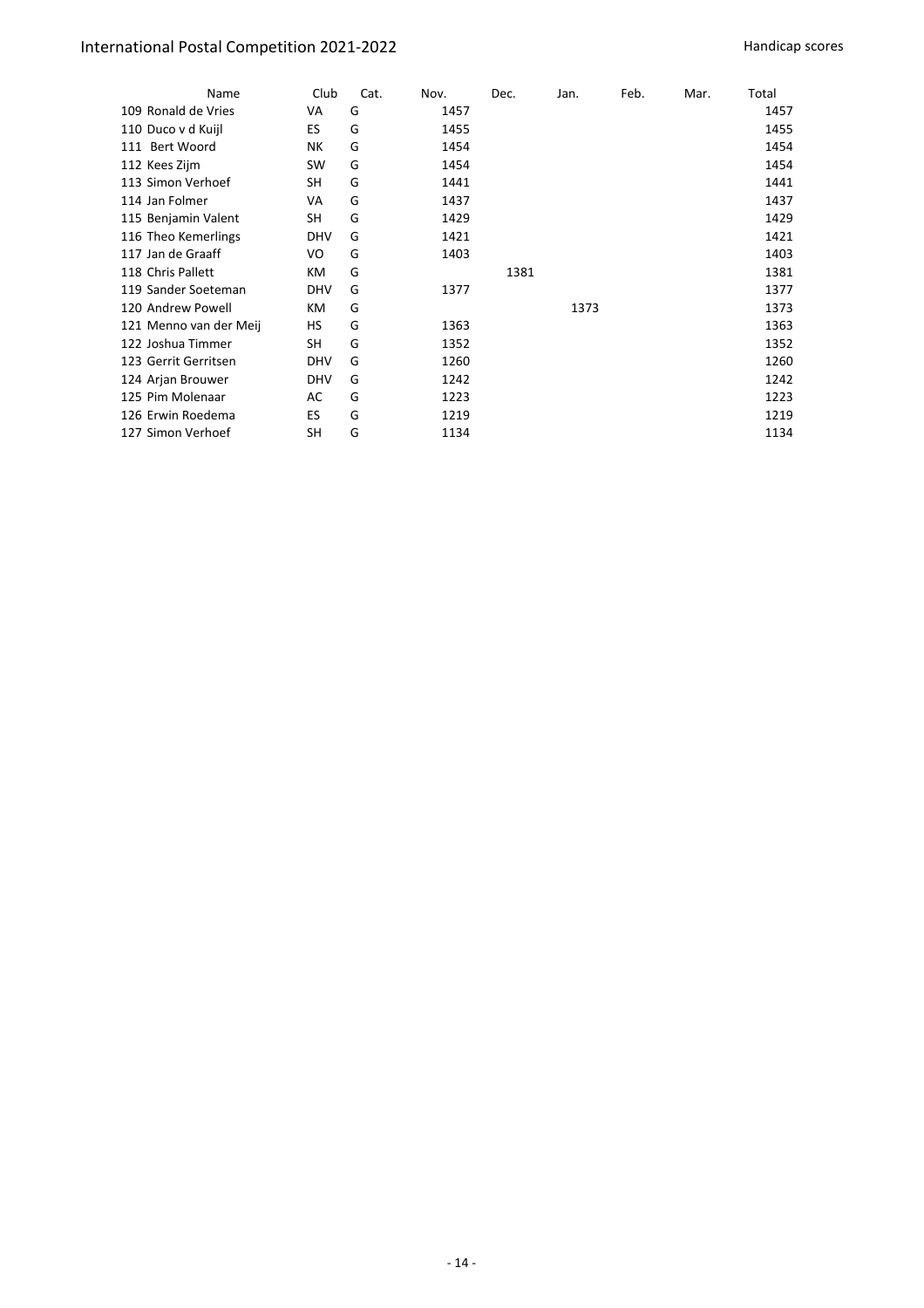| Name | Club | Cat. | Nov. | Dec. | Jan. | Feb. | Mar. | Total |
|---|---|---|---|---|---|---|---|---|
| 109 Ronald de Vries | VA | G | 1457 | | | | | 1457 |
| 110 Duco v d Kuijl | ES | G | 1455 | | | | | 1455 |
| 111 Bert Woord | NK | G | 1454 | | | | | 1454 |
| 112 Kees Zijm | SW | G | 1454 | | | | | 1454 |
| 113 Simon Verhoef | SH | G | 1441 | | | | | 1441 |
| 114 Jan Folmer | VA | G | 1437 | | | | | 1437 |
| 115 Benjamin Valent | SH | G | 1429 | | | | | 1429 |
| 116 Theo Kemerlings | DHV | G | 1421 | | | | | 1421 |
| 117 Jan de Graaff | VO | G | 1403 | | | | | 1403 |
| 118 Chris Pallett | KM | G | | 1381 | | | | 1381 |
| 119 Sander Soeteman | DHV | G | 1377 | | | | | 1377 |
| 120 Andrew Powell | KM | G | | | 1373 | | | 1373 |
| 121 Menno van der Meij | HS | G | 1363 | | | | | 1363 |
| 122 Joshua Timmer | SH | G | 1352 | | | | | 1352 |
| 123 Gerrit Gerritsen | DHV | G | 1260 | | | | | 1260 |
| 124 Arjan Brouwer | DHV | G | 1242 | | | | | 1242 |
| 125 Pim Molenaar | AC | G | 1223 | | | | | 1223 |
| 126 Erwin Roedema | ES | G | 1219 | | | | | 1219 |
| 127 Simon Verhoef | SH | G | 1134 | | | | | 1134 |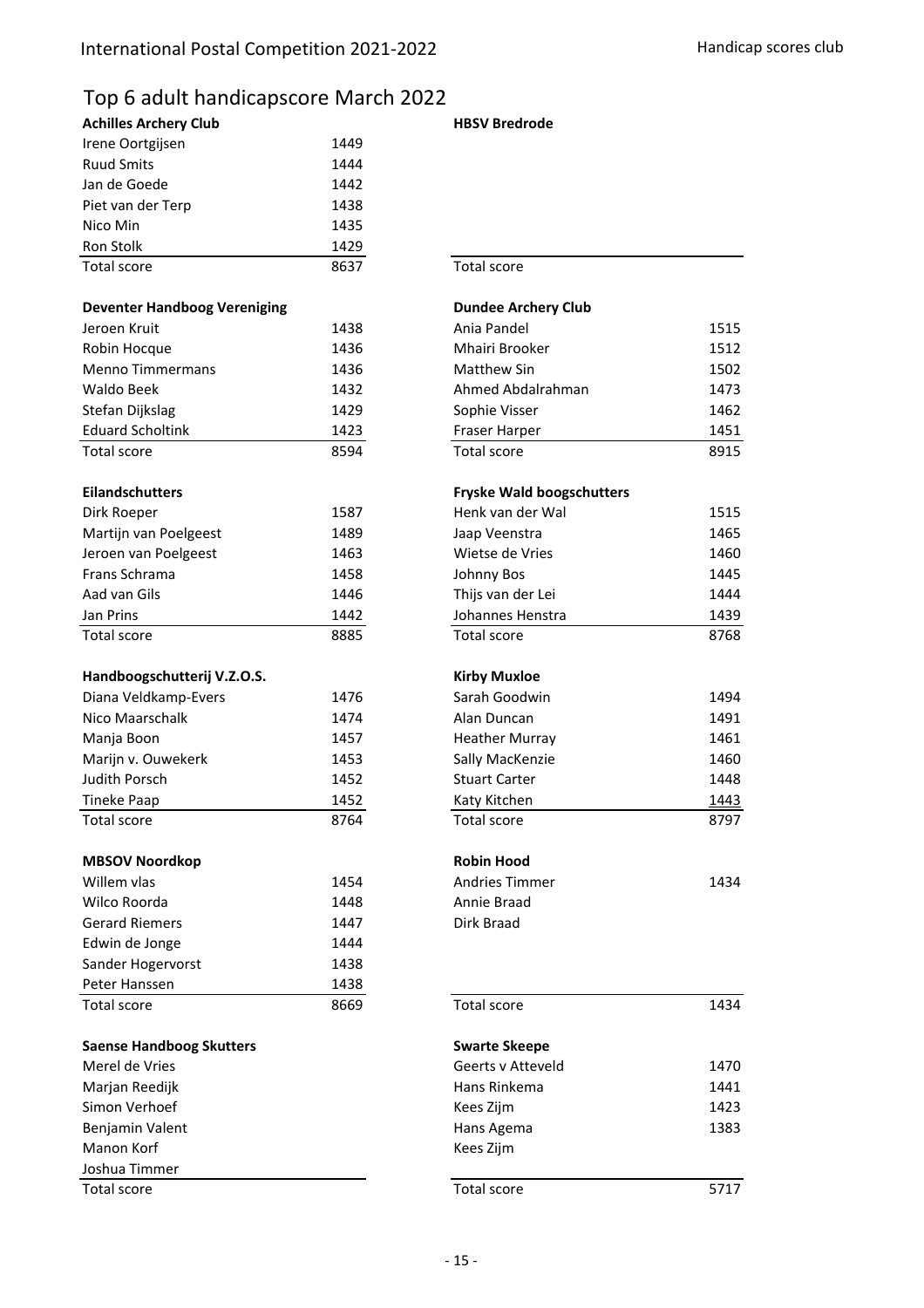## Top 6 adult handicapscore March 2022

| Achilles Archery Club | |
|---|---|
| Irene Oortgijsen | 1449 |
| Ruud Smits | 1444 |
| Jan de Goede | 1442 |
| Piet van der Terp | 1438 |
| Nico Min | 1435 |
| Ron Stolk | 1429 |
| Total score | 8637 |

| HBSV Bredrode | |
|---|---|
| Total score | |

| Deventer Handboog Vereniging | |
|---|---|
| Jeroen Kruit | 1438 |
| Robin Hocque | 1436 |
| Menno Timmermans | 1436 |
| Waldo Beek | 1432 |
| Stefan Dijkslag | 1429 |
| Eduard Scholtink | 1423 |
| Total score | 8594 |

| Dundee Archery Club | |
|---|---|
| Ania Pandel | 1515 |
| Mhairi Brooker | 1512 |
| Matthew Sin | 1502 |
| Ahmed Abdalrahman | 1473 |
| Sophie Visser | 1462 |
| Fraser Harper | 1451 |
| Total score | 8915 |

| Eilandschutters | |
|---|---|
| Dirk Roeper | 1587 |
| Martijn van Poelgeest | 1489 |
| Jeroen van Poelgeest | 1463 |
| Frans Schrama | 1458 |
| Aad van Gils | 1446 |
| Jan Prins | 1442 |
| Total score | 8885 |

| Fryske Wald boogschutters | |
|---|---|
| Henk van der Wal | 1515 |
| Jaap Veenstra | 1465 |
| Wietse de Vries | 1460 |
| Johnny Bos | 1445 |
| Thijs van der Lei | 1444 |
| Johannes Henstra | 1439 |
| Total score | 8768 |

| Handboogschutterij V.Z.O.S. | |
|---|---|
| Diana Veldkamp-Evers | 1476 |
| Nico Maarschalk | 1474 |
| Manja Boon | 1457 |
| Marijn v. Ouwekerk | 1453 |
| Judith Porsch | 1452 |
| Tineke Paap | 1452 |
| Total score | 8764 |

| Kirby Muxloe | |
|---|---|
| Sarah Goodwin | 1494 |
| Alan Duncan | 1491 |
| Heather Murray | 1461 |
| Sally MacKenzie | 1460 |
| Stuart Carter | 1448 |
| Katy Kitchen | 1443 |
| Total score | 8797 |

| MBSOV Noordkop | |
|---|---|
| Willem vlas | 1454 |
| Wilco Roorda | 1448 |
| Gerard Riemers | 1447 |
| Edwin de Jonge | 1444 |
| Sander Hogervorst | 1438 |
| Peter Hanssen | 1438 |
| Total score | 8669 |

| Robin Hood | |
|---|---|
| Andries Timmer | 1434 |
| Annie Braad | |
| Dirk Braad | |
| Total score | 1434 |

| Saense Handboog Skutters | |
|---|---|
| Merel de Vries | |
| Marjan Reedijk | |
| Simon Verhoef | |
| Benjamin Valent | |
| Manon Korf | |
| Joshua Timmer | |
| Total score | |

| Swarte Skeepe | |
|---|---|
| Geerts v Atteveld | 1470 |
| Hans Rinkema | 1441 |
| Kees Zijm | 1423 |
| Hans Agema | 1383 |
| Kees Zijm | |
| Total score | 5717 |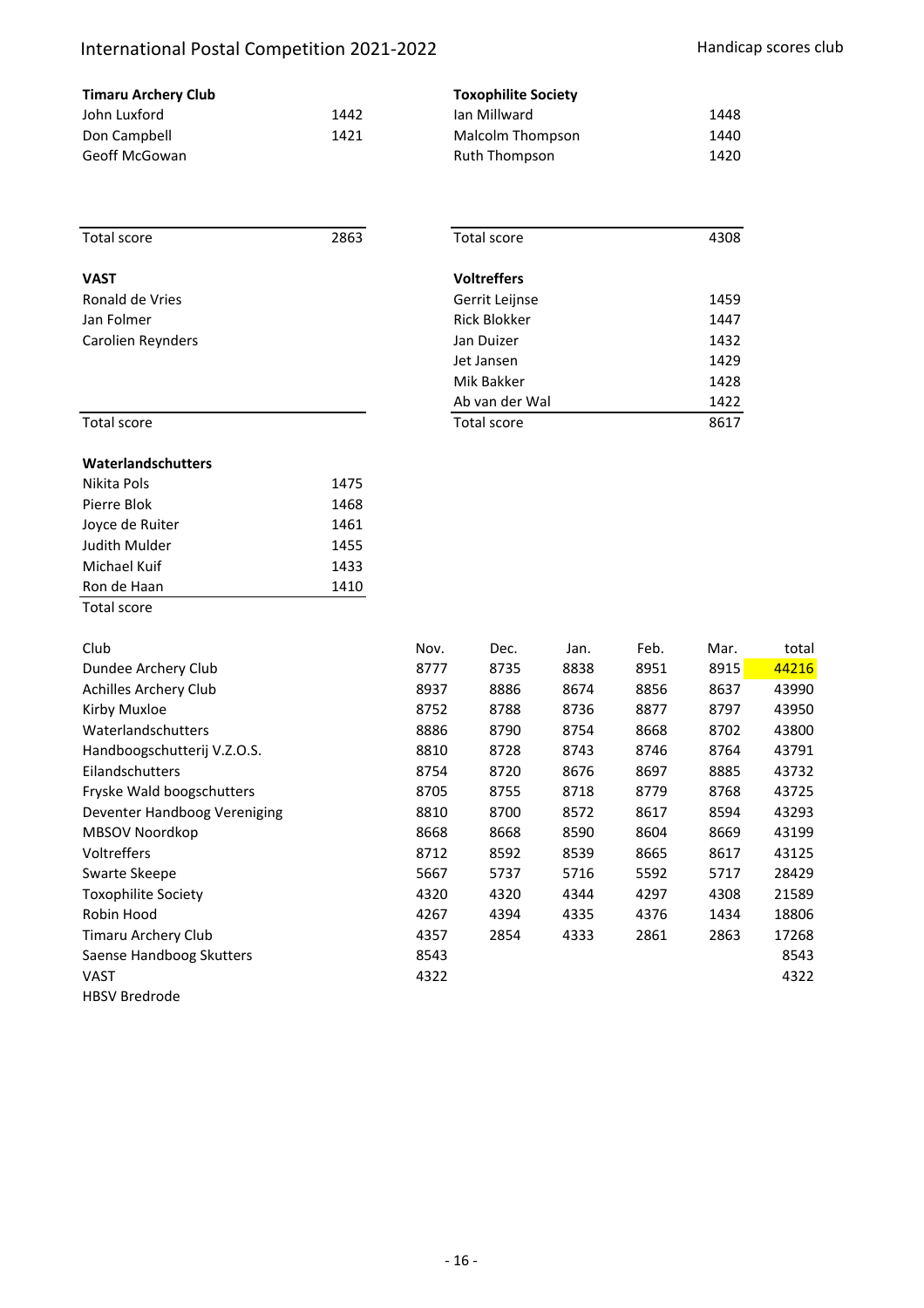# International Postal Competition 2021-2022

Handicap scores club

**Timaru Archery Club**

| | |
|---|---|
| John Luxford | 1442 |
| Don Campbell | 1421 |
| Geoff McGowan | |
| Total score | 2863 |

**Toxophilite Society**

| | |
|---|---|
| Ian Millward | 1448 |
| Malcolm Thompson | 1440 |
| Ruth Thompson | 1420 |
| Total score | 4308 |

**VAST**

| | |
|---|---|
| Ronald de Vries | |
| Jan Folmer | |
| Carolien Reynders | |
| Total score | |

**Voltreffers**

| | |
|---|---|
| Gerrit Leijnse | 1459 |
| Rick Blokker | 1447 |
| Jan Duizer | 1432 |
| Jet Jansen | 1429 |
| Mik Bakker | 1428 |
| Ab van der Wal | 1422 |
| Total score | 8617 |

**Waterlandschutters**

| | |
|---|---|
| Nikita Pols | 1475 |
| Pierre Blok | 1468 |
| Joyce de Ruiter | 1461 |
| Judith Mulder | 1455 |
| Michael Kuif | 1433 |
| Ron de Haan | 1410 |
| Total score | |

| Club | Nov. | Dec. | Jan. | Feb. | Mar. | total |
|---|---|---|---|---|---|---|
| Dundee Archery Club | 8777 | 8735 | 8838 | 8951 | 8915 | 44216 |
| Achilles Archery Club | 8937 | 8886 | 8674 | 8856 | 8637 | 43990 |
| Kirby Muxloe | 8752 | 8788 | 8736 | 8877 | 8797 | 43950 |
| Waterlandschutters | 8886 | 8790 | 8754 | 8668 | 8702 | 43800 |
| Handboogschutterij V.Z.O.S. | 8810 | 8728 | 8743 | 8746 | 8764 | 43791 |
| Eilandschutters | 8754 | 8720 | 8676 | 8697 | 8885 | 43732 |
| Fryske Wald boogschutters | 8705 | 8755 | 8718 | 8779 | 8768 | 43725 |
| Deventer Handboog Vereniging | 8810 | 8700 | 8572 | 8617 | 8594 | 43293 |
| MBSOV Noordkop | 8668 | 8668 | 8590 | 8604 | 8669 | 43199 |
| Voltreffers | 8712 | 8592 | 8539 | 8665 | 8617 | 43125 |
| Swarte Skeepe | 5667 | 5737 | 5716 | 5592 | 5717 | 28429 |
| Toxophilite Society | 4320 | 4320 | 4344 | 4297 | 4308 | 21589 |
| Robin Hood | 4267 | 4394 | 4335 | 4376 | 1434 | 18806 |
| Timaru Archery Club | 4357 | 2854 | 4333 | 2861 | 2863 | 17268 |
| Saense Handboog Skutters | 8543 | | | | | 8543 |
| VAST | 4322 | | | | | 4322 |
| HBSV Bredrode | | | | | | |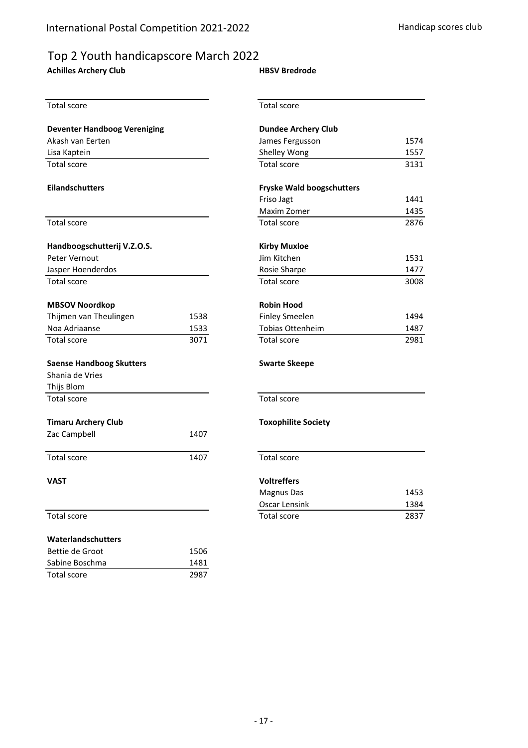## Top 2 Youth handicapscore March 2022

| Achilles Archery Club | |
|---|---|
| Total score | |

| HBSV Bredrode | |
|---|---|
| Total score | |

| Deventer Handboog Vereniging | |
|---|---|
| Akash van Eerten | |
| Lisa Kaptein | |
| Total score | |

| Dundee Archery Club | |
|---|---|
| James Fergusson | 1574 |
| Shelley Wong | 1557 |
| Total score | 3131 |

| Eilandschutters | |
|---|---|
| Total score | |

| Fryske Wald boogschutters | |
|---|---|
| Friso Jagt | 1441 |
| Maxim Zomer | 1435 |
| Total score | 2876 |

| Handboogschutterij V.Z.O.S. | |
|---|---|
| Peter Vernout | |
| Jasper Hoenderdos | |
| Total score | |

| Kirby Muxloe | |
|---|---|
| Jim Kitchen | 1531 |
| Rosie Sharpe | 1477 |
| Total score | 3008 |

| MBSOV Noordkop | |
|---|---|
| Thijmen van Theulingen | 1538 |
| Noa Adriaanse | 1533 |
| Total score | 3071 |

| Robin Hood | |
|---|---|
| Finley Smeelen | 1494 |
| Tobias Ottenheim | 1487 |
| Total score | 2981 |

| Saense Handboog Skutters | |
|---|---|
| Shania de Vries | |
| Thijs Blom | |
| Total score | |

| Swarte Skeepe | |
|---|---|
| Total score | |

| Timaru Archery Club | |
|---|---|
| Zac Campbell | 1407 |
| Total score | 1407 |

| Toxophilite Society | |
|---|---|
| Total score | |

| VAST | |
|---|---|
| Total score | |

| Voltreffers | |
|---|---|
| Magnus Das | 1453 |
| Oscar Lensink | 1384 |
| Total score | 2837 |

| Waterlandschutters | |
|---|---|
| Bettie de Groot | 1506 |
| Sabine Boschma | 1481 |
| Total score | 2987 |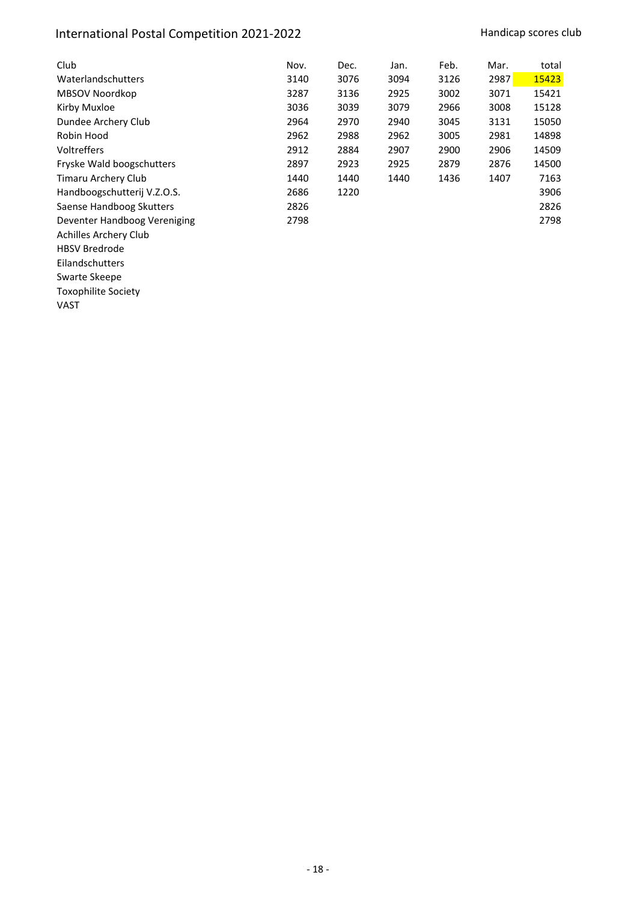# International Postal Competition 2021-2022

Handicap scores club

| Club | Nov. | Dec. | Jan. | Feb. | Mar. | total |
|---|---|---|---|---|---|---|
| Waterlandschutters | 3140 | 3076 | 3094 | 3126 | 2987 | 15423 |
| MBSOV Noordkop | 3287 | 3136 | 2925 | 3002 | 3071 | 15421 |
| Kirby Muxloe | 3036 | 3039 | 3079 | 2966 | 3008 | 15128 |
| Dundee Archery Club | 2964 | 2970 | 2940 | 3045 | 3131 | 15050 |
| Robin Hood | 2962 | 2988 | 2962 | 3005 | 2981 | 14898 |
| Voltreffers | 2912 | 2884 | 2907 | 2900 | 2906 | 14509 |
| Fryske Wald boogschutters | 2897 | 2923 | 2925 | 2879 | 2876 | 14500 |
| Timaru Archery Club | 1440 | 1440 | 1440 | 1436 | 1407 | 7163 |
| Handboogschutterij V.Z.O.S. | 2686 | 1220 | | | | 3906 |
| Saense Handboog Skutters | 2826 | | | | | 2826 |
| Deventer Handboog Vereniging | 2798 | | | | | 2798 |
| Achilles Archery Club | | | | | | |
| HBSV Bredrode | | | | | | |
| Eilandschutters | | | | | | |
| Swarte Skeepe | | | | | | |
| Toxophilite Society | | | | | | |
| VAST | | | | | | |